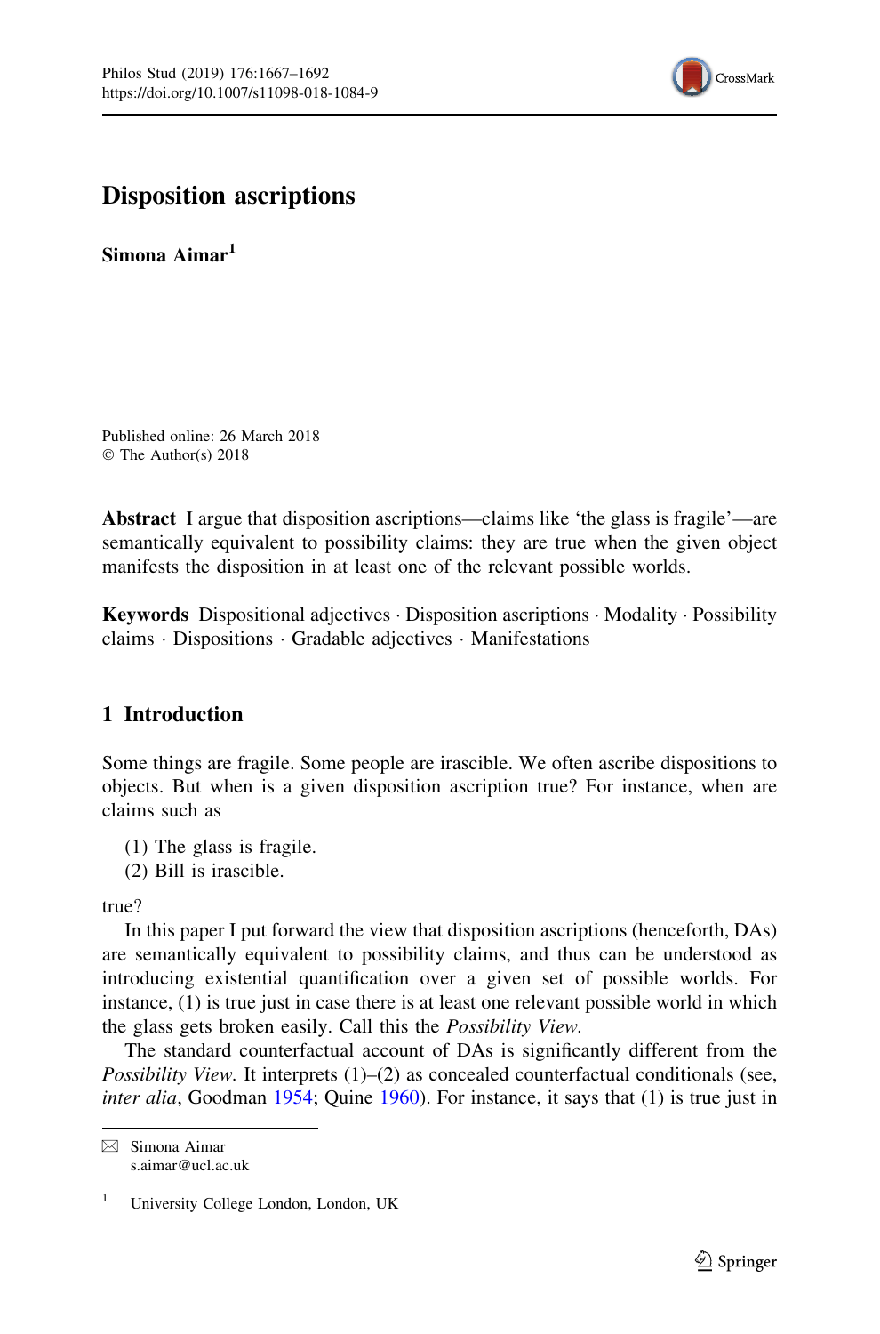# Disposition ascriptions

**Simona Aimar**[1]

Published online: 26 March 2018
© The Author(s) 2018

**Abstract** I argue that disposition ascriptions—claims like 'the glass is fragile'—are semantically equivalent to possibility claims: they are true when the given object manifests the disposition in at least one of the relevant possible worlds.

**Keywords** Dispositional adjectives · Disposition ascriptions · Modality · Possibility claims · Dispositions · Gradable adjectives · Manifestations

## 1 Introduction

Some things are fragile. Some people are irascible. We often ascribe dispositions to objects. But when is a given disposition ascription true? For instance, when are claims such as

(1) The glass is fragile.
(2) Bill is irascible.

true?

In this paper I put forward the view that disposition ascriptions (henceforth, DAs) are semantically equivalent to possibility claims, and thus can be understood as introducing existential quantification over a given set of possible worlds. For instance, (1) is true just in case there is at least one relevant possible world in which the glass gets broken easily. Call this the *Possibility View*.

The standard counterfactual account of DAs is significantly different from the *Possibility View*. It interprets (1)–(2) as concealed counterfactual conditionals (see, *inter alia*, Goodman 1954; Quine 1960). For instance, it says that (1) is true just in

---

Simona Aimar
s.aimar@ucl.ac.uk

[1] University College London, London, UK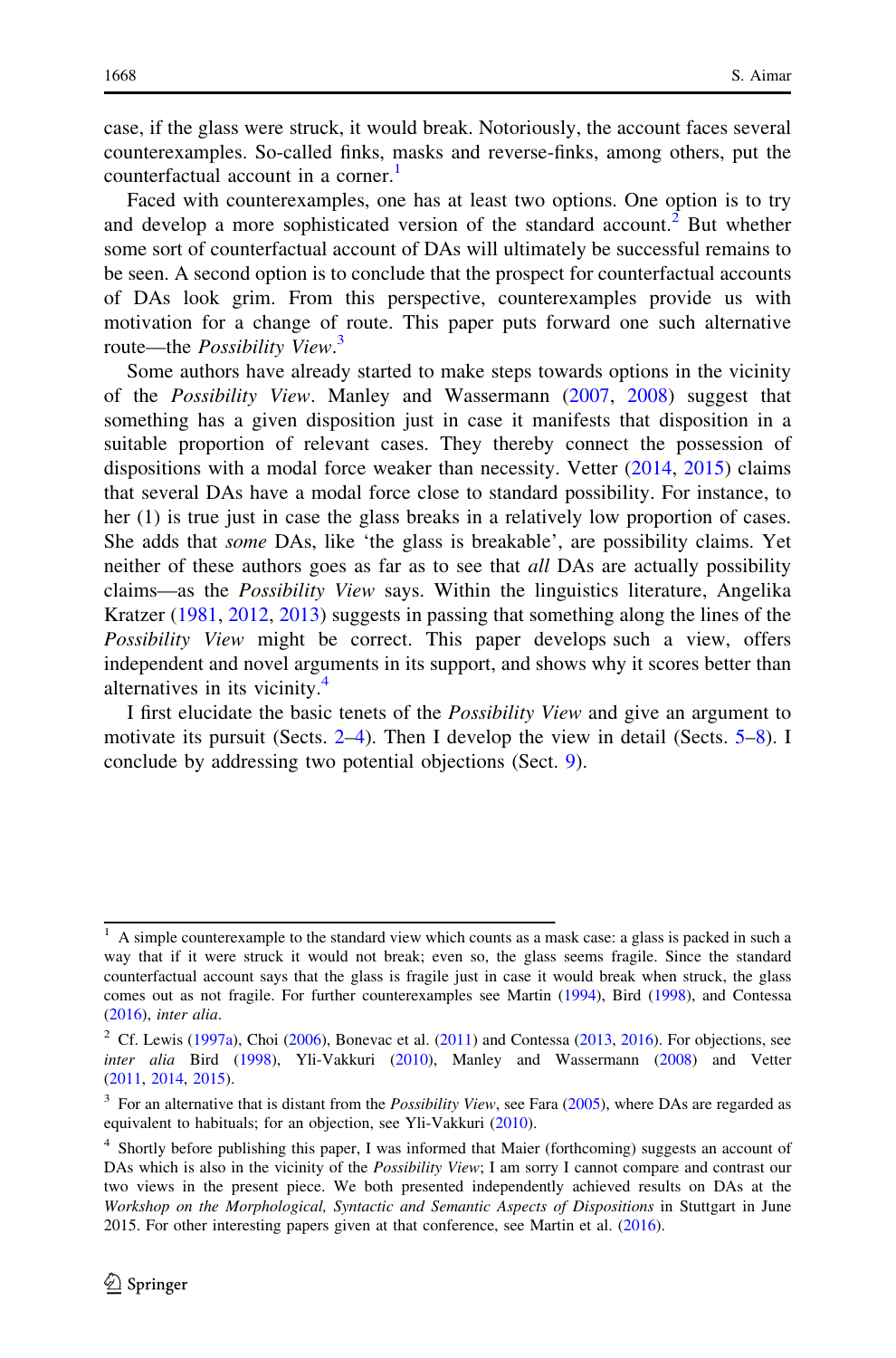case, if the glass were struck, it would break. Notoriously, the account faces several counterexamples. So-called finks, masks and reverse-finks, among others, put the counterfactual account in a corner.[1]

Faced with counterexamples, one has at least two options. One option is to try and develop a more sophisticated version of the standard account.[2] But whether some sort of counterfactual account of DAs will ultimately be successful remains to be seen. A second option is to conclude that the prospect for counterfactual accounts of DAs look grim. From this perspective, counterexamples provide us with motivation for a change of route. This paper puts forward one such alternative route—the *Possibility View*.[3]

Some authors have already started to make steps towards options in the vicinity of the *Possibility View*. Manley and Wassermann (2007, 2008) suggest that something has a given disposition just in case it manifests that disposition in a suitable proportion of relevant cases. They thereby connect the possession of dispositions with a modal force weaker than necessity. Vetter (2014, 2015) claims that several DAs have a modal force close to standard possibility. For instance, to her (1) is true just in case the glass breaks in a relatively low proportion of cases. She adds that *some* DAs, like 'the glass is breakable', are possibility claims. Yet neither of these authors goes as far as to see that *all* DAs are actually possibility claims—as the *Possibility View* says. Within the linguistics literature, Angelika Kratzer (1981, 2012, 2013) suggests in passing that something along the lines of the *Possibility View* might be correct. This paper develops such a view, offers independent and novel arguments in its support, and shows why it scores better than alternatives in its vicinity.[4]

I first elucidate the basic tenets of the *Possibility View* and give an argument to motivate its pursuit (Sects. 2–4). Then I develop the view in detail (Sects. 5–8). I conclude by addressing two potential objections (Sect. 9).

---

[1] A simple counterexample to the standard view which counts as a mask case: a glass is packed in such a way that if it were struck it would not break; even so, the glass seems fragile. Since the standard counterfactual account says that the glass is fragile just in case it would break when struck, the glass comes out as not fragile. For further counterexamples see Martin (1994), Bird (1998), and Contessa (2016), *inter alia*.

[2] Cf. Lewis (1997a), Choi (2006), Bonevac et al. (2011) and Contessa (2013, 2016). For objections, see *inter alia* Bird (1998), Yli-Vakkuri (2010), Manley and Wassermann (2008) and Vetter (2011, 2014, 2015).

[3] For an alternative that is distant from the *Possibility View*, see Fara (2005), where DAs are regarded as equivalent to habituals; for an objection, see Yli-Vakkuri (2010).

[4] Shortly before publishing this paper, I was informed that Maier (forthcoming) suggests an account of DAs which is also in the vicinity of the *Possibility View*; I am sorry I cannot compare and contrast our two views in the present piece. We both presented independently achieved results on DAs at the *Workshop on the Morphological, Syntactic and Semantic Aspects of Dispositions* in Stuttgart in June 2015. For other interesting papers given at that conference, see Martin et al. (2016).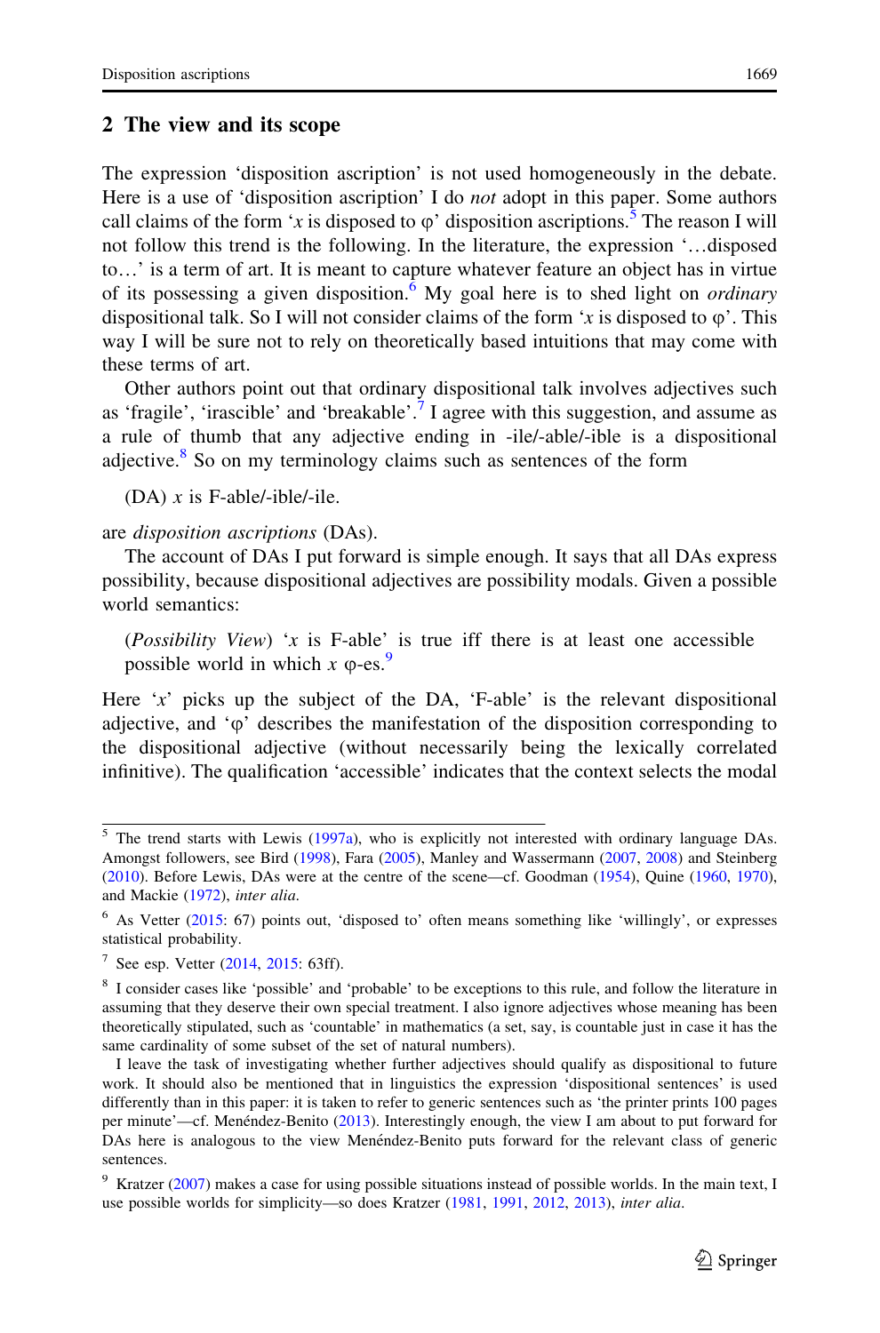## 2 The view and its scope

The expression 'disposition ascription' is not used homogeneously in the debate. Here is a use of 'disposition ascription' I do *not* adopt in this paper. Some authors call claims of the form '*x* is disposed to φ' disposition ascriptions.[5] The reason I will not follow this trend is the following. In the literature, the expression '…disposed to…' is a term of art. It is meant to capture whatever feature an object has in virtue of its possessing a given disposition.[6] My goal here is to shed light on *ordinary* dispositional talk. So I will not consider claims of the form '*x* is disposed to φ'. This way I will be sure not to rely on theoretically based intuitions that may come with these terms of art.

Other authors point out that ordinary dispositional talk involves adjectives such as 'fragile', 'irascible' and 'breakable'.[7] I agree with this suggestion, and assume as a rule of thumb that any adjective ending in -ile/-able/-ible is a dispositional adjective.[8] So on my terminology claims such as sentences of the form

(DA) *x* is F-able/-ible/-ile.

are *disposition ascriptions* (DAs).

The account of DAs I put forward is simple enough. It says that all DAs express possibility, because dispositional adjectives are possibility modals. Given a possible world semantics:

(*Possibility View*) '*x* is F-able' is true iff there is at least one accessible possible world in which *x* φ-es.[9]

Here '*x*' picks up the subject of the DA, 'F-able' is the relevant dispositional adjective, and 'φ' describes the manifestation of the disposition corresponding to the dispositional adjective (without necessarily being the lexically correlated infinitive). The qualification 'accessible' indicates that the context selects the modal

---

[5] The trend starts with Lewis (1997a), who is explicitly not interested with ordinary language DAs. Amongst followers, see Bird (1998), Fara (2005), Manley and Wassermann (2007, 2008) and Steinberg (2010). Before Lewis, DAs were at the centre of the scene—cf. Goodman (1954), Quine (1960, 1970), and Mackie (1972), *inter alia*.

[6] As Vetter (2015: 67) points out, 'disposed to' often means something like 'willingly', or expresses statistical probability.

[7] See esp. Vetter (2014, 2015: 63ff).

[8] I consider cases like 'possible' and 'probable' to be exceptions to this rule, and follow the literature in assuming that they deserve their own special treatment. I also ignore adjectives whose meaning has been theoretically stipulated, such as 'countable' in mathematics (a set, say, is countable just in case it has the same cardinality of some subset of the set of natural numbers).

I leave the task of investigating whether further adjectives should qualify as dispositional to future work. It should also be mentioned that in linguistics the expression 'dispositional sentences' is used differently than in this paper: it is taken to refer to generic sentences such as 'the printer prints 100 pages per minute'—cf. Menéndez-Benito (2013). Interestingly enough, the view I am about to put forward for DAs here is analogous to the view Menéndez-Benito puts forward for the relevant class of generic sentences.

[9] Kratzer (2007) makes a case for using possible situations instead of possible worlds. In the main text, I use possible worlds for simplicity—so does Kratzer (1981, 1991, 2012, 2013), *inter alia*.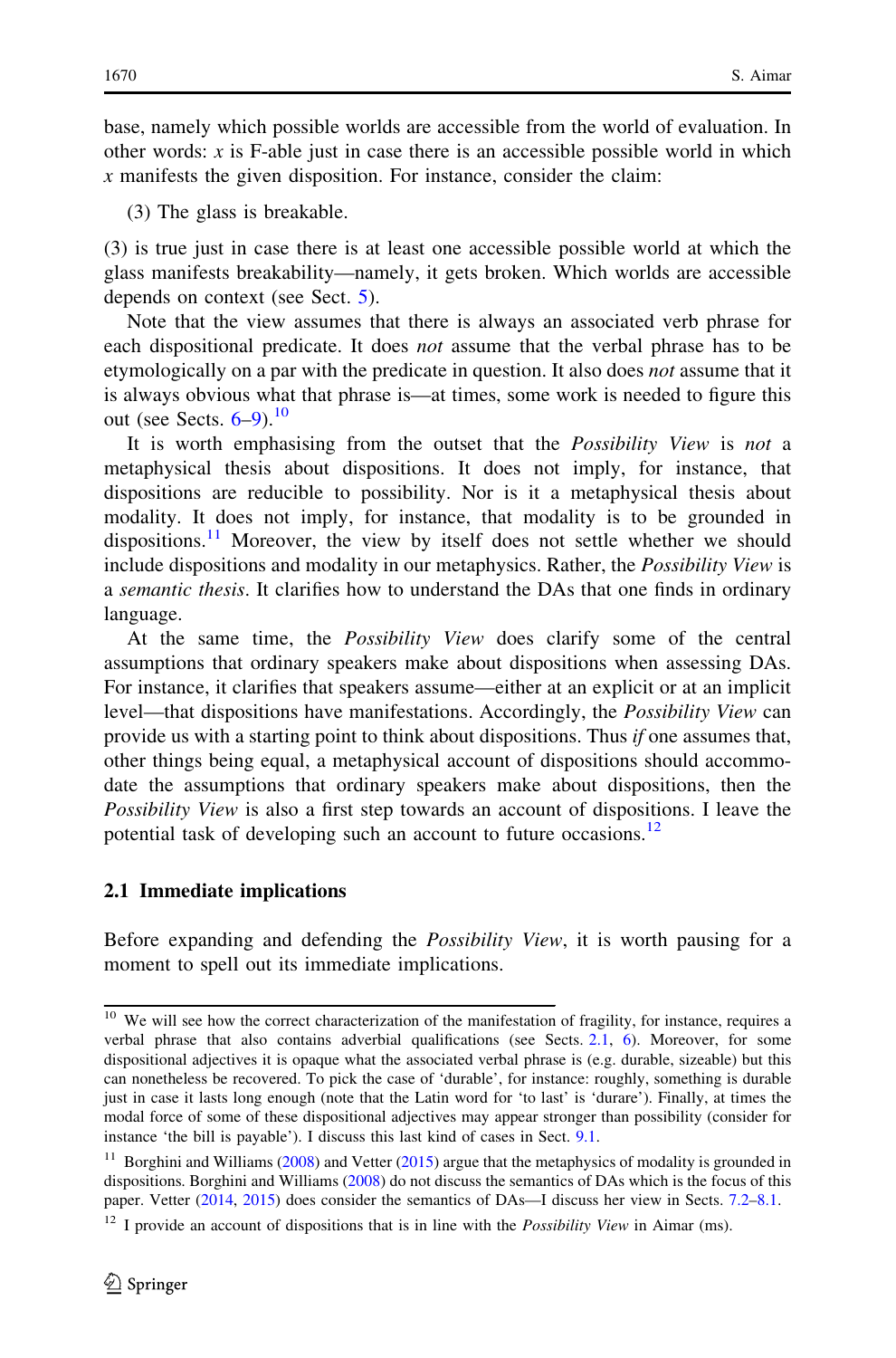base, namely which possible worlds are accessible from the world of evaluation. In other words: *x* is F-able just in case there is an accessible possible world in which *x* manifests the given disposition. For instance, consider the claim:

(3) The glass is breakable.

(3) is true just in case there is at least one accessible possible world at which the glass manifests breakability—namely, it gets broken. Which worlds are accessible depends on context (see Sect. 5).

Note that the view assumes that there is always an associated verb phrase for each dispositional predicate. It does *not* assume that the verbal phrase has to be etymologically on a par with the predicate in question. It also does *not* assume that it is always obvious what that phrase is—at times, some work is needed to figure this out (see Sects. 6–9).[10]

It is worth emphasising from the outset that the *Possibility View* is *not* a metaphysical thesis about dispositions. It does not imply, for instance, that dispositions are reducible to possibility. Nor is it a metaphysical thesis about modality. It does not imply, for instance, that modality is to be grounded in dispositions.[11] Moreover, the view by itself does not settle whether we should include dispositions and modality in our metaphysics. Rather, the *Possibility View* is a *semantic thesis*. It clarifies how to understand the DAs that one finds in ordinary language.

At the same time, the *Possibility View* does clarify some of the central assumptions that ordinary speakers make about dispositions when assessing DAs. For instance, it clarifies that speakers assume—either at an explicit or at an implicit level—that dispositions have manifestations. Accordingly, the *Possibility View* can provide us with a starting point to think about dispositions. Thus *if* one assumes that, other things being equal, a metaphysical account of dispositions should accommodate the assumptions that ordinary speakers make about dispositions, then the *Possibility View* is also a first step towards an account of dispositions. I leave the potential task of developing such an account to future occasions.[12]

### 2.1 Immediate implications

Before expanding and defending the *Possibility View*, it is worth pausing for a moment to spell out its immediate implications.

---

[10] We will see how the correct characterization of the manifestation of fragility, for instance, requires a verbal phrase that also contains adverbial qualifications (see Sects. 2.1, 6). Moreover, for some dispositional adjectives it is opaque what the associated verbal phrase is (e.g. durable, sizeable) but this can nonetheless be recovered. To pick the case of 'durable', for instance: roughly, something is durable just in case it lasts long enough (note that the Latin word for 'to last' is 'durare'). Finally, at times the modal force of some of these dispositional adjectives may appear stronger than possibility (consider for instance 'the bill is payable'). I discuss this last kind of cases in Sect. 9.1.

[11] Borghini and Williams (2008) and Vetter (2015) argue that the metaphysics of modality is grounded in dispositions. Borghini and Williams (2008) do not discuss the semantics of DAs which is the focus of this paper. Vetter (2014, 2015) does consider the semantics of DAs—I discuss her view in Sects. 7.2–8.1.

[12] I provide an account of dispositions that is in line with the *Possibility View* in Aimar (ms).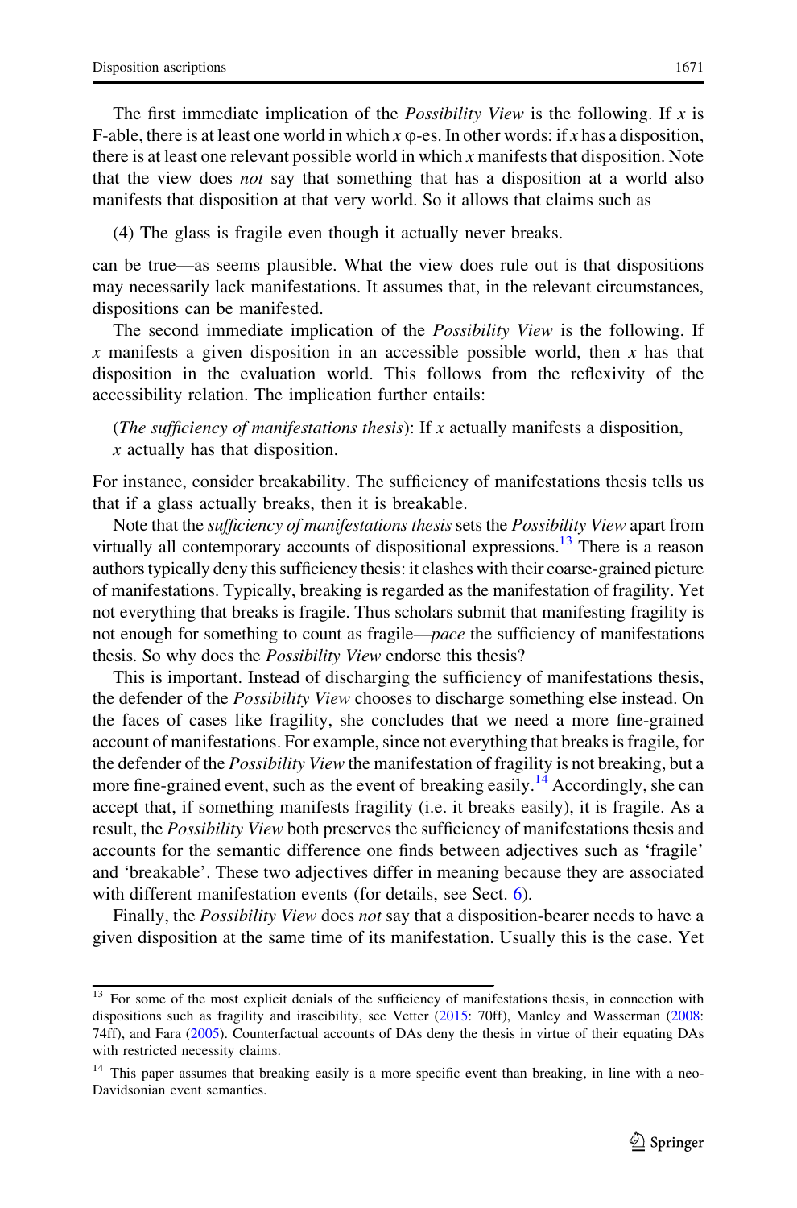The first immediate implication of the *Possibility View* is the following. If $x$ is F-able, there is at least one world in which $x$ φ-es. In other words: if $x$ has a disposition, there is at least one relevant possible world in which $x$ manifests that disposition. Note that the view does *not* say that something that has a disposition at a world also manifests that disposition at that very world. So it allows that claims such as

(4) The glass is fragile even though it actually never breaks.

can be true—as seems plausible. What the view does rule out is that dispositions may necessarily lack manifestations. It assumes that, in the relevant circumstances, dispositions can be manifested.

The second immediate implication of the *Possibility View* is the following. If $x$ manifests a given disposition in an accessible possible world, then $x$ has that disposition in the evaluation world. This follows from the reflexivity of the accessibility relation. The implication further entails:

(*The sufficiency of manifestations thesis*): If $x$ actually manifests a disposition, $x$ actually has that disposition.

For instance, consider breakability. The sufficiency of manifestations thesis tells us that if a glass actually breaks, then it is breakable.

Note that the *sufficiency of manifestations thesis* sets the *Possibility View* apart from virtually all contemporary accounts of dispositional expressions.[13] There is a reason authors typically deny this sufficiency thesis: it clashes with their coarse-grained picture of manifestations. Typically, breaking is regarded as the manifestation of fragility. Yet not everything that breaks is fragile. Thus scholars submit that manifesting fragility is not enough for something to count as fragile—*pace* the sufficiency of manifestations thesis. So why does the *Possibility View* endorse this thesis?

This is important. Instead of discharging the sufficiency of manifestations thesis, the defender of the *Possibility View* chooses to discharge something else instead. On the faces of cases like fragility, she concludes that we need a more fine-grained account of manifestations. For example, since not everything that breaks is fragile, for the defender of the *Possibility View* the manifestation of fragility is not breaking, but a more fine-grained event, such as the event of breaking easily.[14] Accordingly, she can accept that, if something manifests fragility (i.e. it breaks easily), it is fragile. As a result, the *Possibility View* both preserves the sufficiency of manifestations thesis and accounts for the semantic difference one finds between adjectives such as 'fragile' and 'breakable'. These two adjectives differ in meaning because they are associated with different manifestation events (for details, see Sect. 6).

Finally, the *Possibility View* does *not* say that a disposition-bearer needs to have a given disposition at the same time of its manifestation. Usually this is the case. Yet

---

[13] For some of the most explicit denials of the sufficiency of manifestations thesis, in connection with dispositions such as fragility and irascibility, see Vetter (2015: 70ff), Manley and Wasserman (2008: 74ff), and Fara (2005). Counterfactual accounts of DAs deny the thesis in virtue of their equating DAs with restricted necessity claims.

[14] This paper assumes that breaking easily is a more specific event than breaking, in line with a neo-Davidsonian event semantics.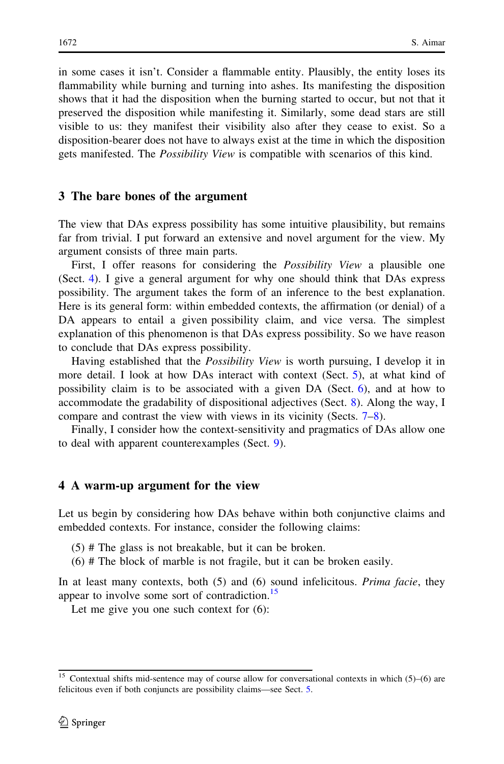in some cases it isn't. Consider a flammable entity. Plausibly, the entity loses its flammability while burning and turning into ashes. Its manifesting the disposition shows that it had the disposition when the burning started to occur, but not that it preserved the disposition while manifesting it. Similarly, some dead stars are still visible to us: they manifest their visibility also after they cease to exist. So a disposition-bearer does not have to always exist at the time in which the disposition gets manifested. The *Possibility View* is compatible with scenarios of this kind.

## 3 The bare bones of the argument

The view that DAs express possibility has some intuitive plausibility, but remains far from trivial. I put forward an extensive and novel argument for the view. My argument consists of three main parts.

First, I offer reasons for considering the *Possibility View* a plausible one (Sect. 4). I give a general argument for why one should think that DAs express possibility. The argument takes the form of an inference to the best explanation. Here is its general form: within embedded contexts, the affirmation (or denial) of a DA appears to entail a given possibility claim, and vice versa. The simplest explanation of this phenomenon is that DAs express possibility. So we have reason to conclude that DAs express possibility.

Having established that the *Possibility View* is worth pursuing, I develop it in more detail. I look at how DAs interact with context (Sect. 5), at what kind of possibility claim is to be associated with a given DA (Sect. 6), and at how to accommodate the gradability of dispositional adjectives (Sect. 8). Along the way, I compare and contrast the view with views in its vicinity (Sects. 7–8).

Finally, I consider how the context-sensitivity and pragmatics of DAs allow one to deal with apparent counterexamples (Sect. 9).

## 4 A warm-up argument for the view

Let us begin by considering how DAs behave within both conjunctive claims and embedded contexts. For instance, consider the following claims:

(5) # The glass is not breakable, but it can be broken.
(6) # The block of marble is not fragile, but it can be broken easily.

In at least many contexts, both (5) and (6) sound infelicitous. *Prima facie*, they appear to involve some sort of contradiction.[15]

Let me give you one such context for (6):

[15] Contextual shifts mid-sentence may of course allow for conversational contexts in which (5)–(6) are felicitous even if both conjuncts are possibility claims—see Sect. 5.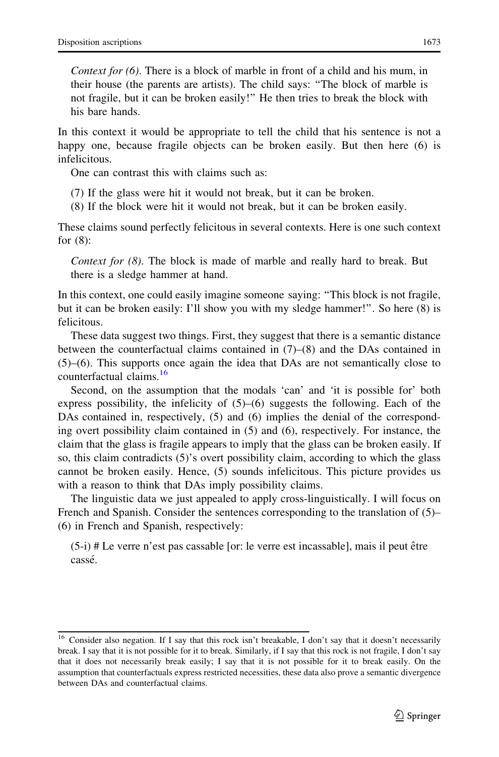*Context for (6)*. There is a block of marble in front of a child and his mum, in their house (the parents are artists). The child says: "The block of marble is not fragile, but it can be broken easily!" He then tries to break the block with his bare hands.

In this context it would be appropriate to tell the child that his sentence is not a happy one, because fragile objects can be broken easily. But then here (6) is infelicitous.

One can contrast this with claims such as:

(7) If the glass were hit it would not break, but it can be broken.

(8) If the block were hit it would not break, but it can be broken easily.

These claims sound perfectly felicitous in several contexts. Here is one such context for (8):

*Context for (8)*. The block is made of marble and really hard to break. But there is a sledge hammer at hand.

In this context, one could easily imagine someone saying: "This block is not fragile, but it can be broken easily: I'll show you with my sledge hammer!". So here (8) is felicitous.

These data suggest two things. First, they suggest that there is a semantic distance between the counterfactual claims contained in (7)–(8) and the DAs contained in (5)–(6). This supports once again the idea that DAs are not semantically close to counterfactual claims.[16]

Second, on the assumption that the modals 'can' and 'it is possible for' both express possibility, the infelicity of (5)–(6) suggests the following. Each of the DAs contained in, respectively, (5) and (6) implies the denial of the corresponding overt possibility claim contained in (5) and (6), respectively. For instance, the claim that the glass is fragile appears to imply that the glass can be broken easily. If so, this claim contradicts (5)'s overt possibility claim, according to which the glass cannot be broken easily. Hence, (5) sounds infelicitous. This picture provides us with a reason to think that DAs imply possibility claims.

The linguistic data we just appealed to apply cross-linguistically. I will focus on French and Spanish. Consider the sentences corresponding to the translation of (5)–(6) in French and Spanish, respectively:

(5-i) # Le verre n'est pas cassable [or: le verre est incassable], mais il peut être cassé.

---

[16] Consider also negation. If I say that this rock isn't breakable, I don't say that it doesn't necessarily break. I say that it is not possible for it to break. Similarly, if I say that this rock is not fragile, I don't say that it does not necessarily break easily; I say that it is not possible for it to break easily. On the assumption that counterfactuals express restricted necessities, these data also prove a semantic divergence between DAs and counterfactual claims.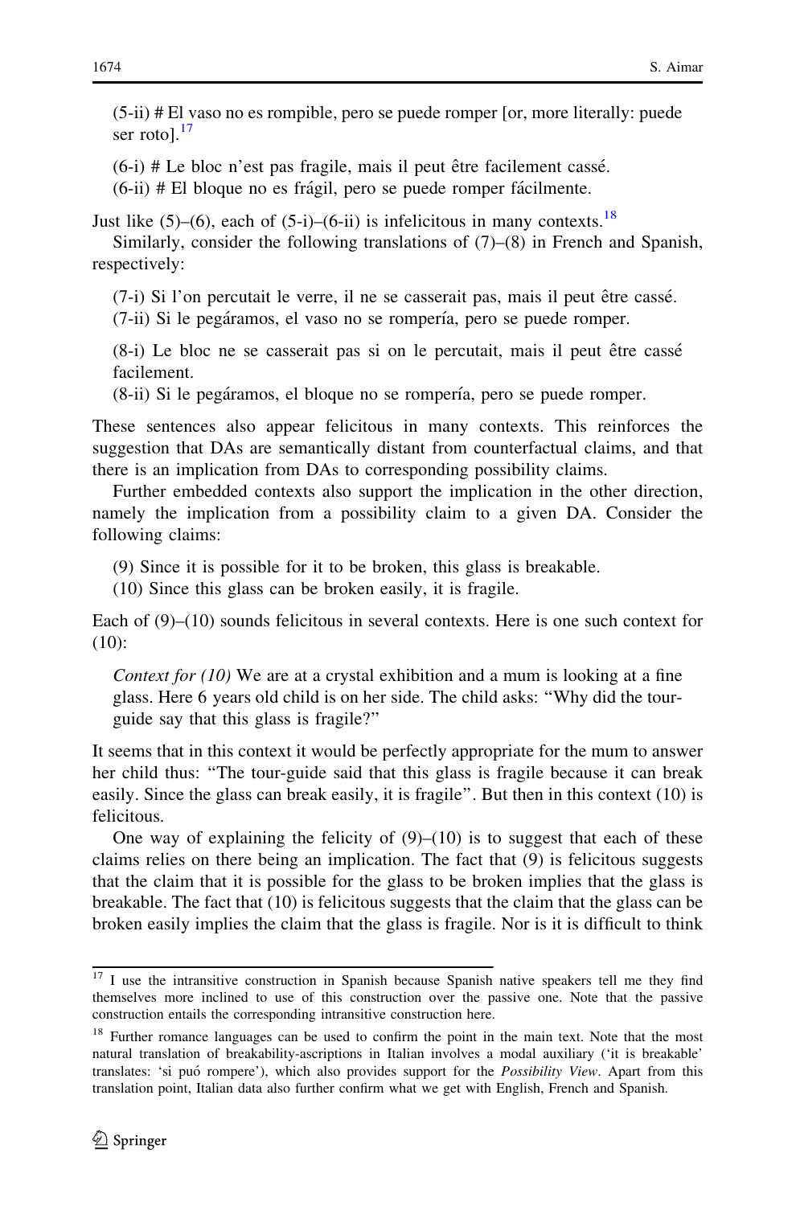(5-ii) # El vaso no es rompible, pero se puede romper [or, more literally: puede ser roto].[17]

(6-i) # Le bloc n'est pas fragile, mais il peut être facilement cassé.

(6-ii) # El bloque no es frágil, pero se puede romper fácilmente.

Just like (5)–(6), each of (5-i)–(6-ii) is infelicitous in many contexts.[18]

Similarly, consider the following translations of (7)–(8) in French and Spanish, respectively:

(7-i) Si l'on percutait le verre, il ne se casserait pas, mais il peut être cassé.

(7-ii) Si le pegáramos, el vaso no se rompería, pero se puede romper.

(8-i) Le bloc ne se casserait pas si on le percutait, mais il peut être cassé facilement.

(8-ii) Si le pegáramos, el bloque no se rompería, pero se puede romper.

These sentences also appear felicitous in many contexts. This reinforces the suggestion that DAs are semantically distant from counterfactual claims, and that there is an implication from DAs to corresponding possibility claims.

Further embedded contexts also support the implication in the other direction, namely the implication from a possibility claim to a given DA. Consider the following claims:

(9) Since it is possible for it to be broken, this glass is breakable.

(10) Since this glass can be broken easily, it is fragile.

Each of (9)–(10) sounds felicitous in several contexts. Here is one such context for (10):

*Context for (10)* We are at a crystal exhibition and a mum is looking at a fine glass. Here 6 years old child is on her side. The child asks: "Why did the tour-guide say that this glass is fragile?"

It seems that in this context it would be perfectly appropriate for the mum to answer her child thus: "The tour-guide said that this glass is fragile because it can break easily. Since the glass can break easily, it is fragile". But then in this context (10) is felicitous.

One way of explaining the felicity of (9)–(10) is to suggest that each of these claims relies on there being an implication. The fact that (9) is felicitous suggests that the claim that it is possible for the glass to be broken implies that the glass is breakable. The fact that (10) is felicitous suggests that the claim that the glass can be broken easily implies the claim that the glass is fragile. Nor is it is difficult to think

[17] I use the intransitive construction in Spanish because Spanish native speakers tell me they find themselves more inclined to use of this construction over the passive one. Note that the passive construction entails the corresponding intransitive construction here.

[18] Further romance languages can be used to confirm the point in the main text. Note that the most natural translation of breakability-ascriptions in Italian involves a modal auxiliary ('it is breakable' translates: 'si puó rompere'), which also provides support for the *Possibility View*. Apart from this translation point, Italian data also further confirm what we get with English, French and Spanish.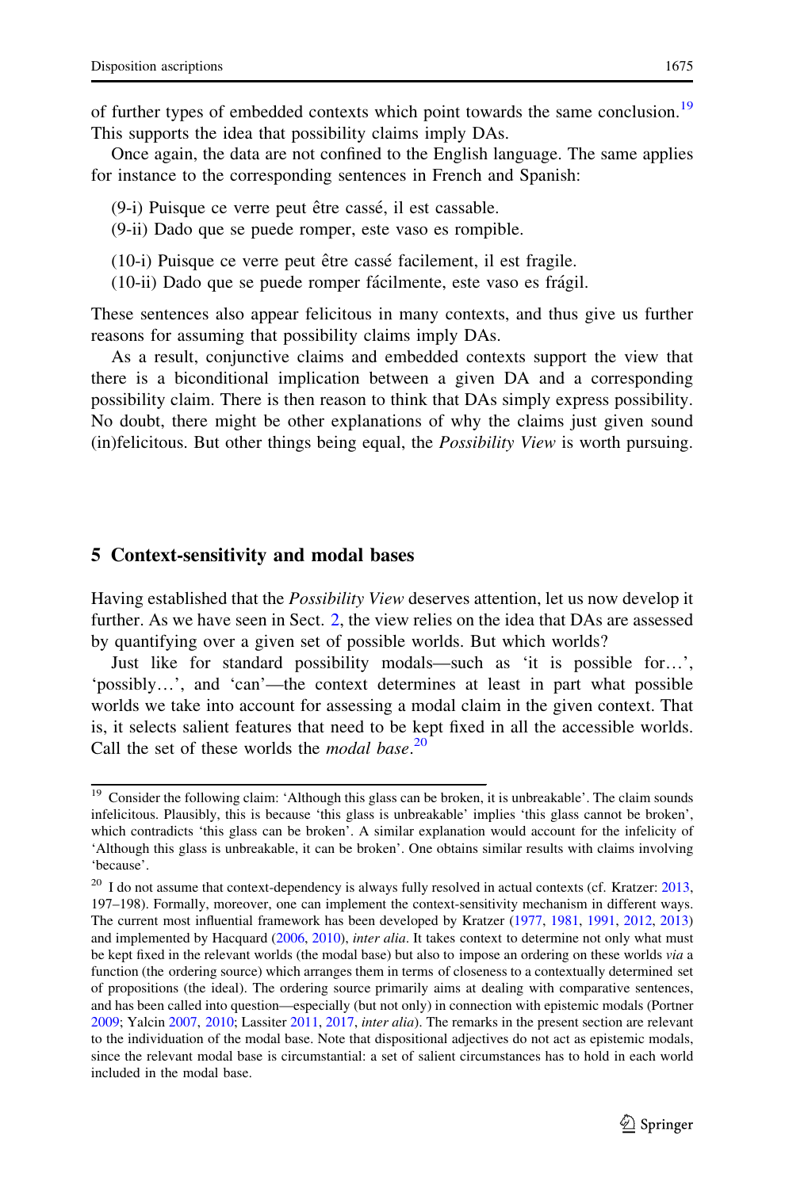of further types of embedded contexts which point towards the same conclusion.[19] This supports the idea that possibility claims imply DAs.

Once again, the data are not confined to the English language. The same applies for instance to the corresponding sentences in French and Spanish:

(9-i) Puisque ce verre peut être cassé, il est cassable.
(9-ii) Dado que se puede romper, este vaso es rompible.

(10-i) Puisque ce verre peut être cassé facilement, il est fragile.
(10-ii) Dado que se puede romper fácilmente, este vaso es frágil.

These sentences also appear felicitous in many contexts, and thus give us further reasons for assuming that possibility claims imply DAs.

As a result, conjunctive claims and embedded contexts support the view that there is a biconditional implication between a given DA and a corresponding possibility claim. There is then reason to think that DAs simply express possibility. No doubt, there might be other explanations of why the claims just given sound (in)felicitous. But other things being equal, the *Possibility View* is worth pursuing.

## 5 Context-sensitivity and modal bases

Having established that the *Possibility View* deserves attention, let us now develop it further. As we have seen in Sect. 2, the view relies on the idea that DAs are assessed by quantifying over a given set of possible worlds. But which worlds?

Just like for standard possibility modals—such as 'it is possible for…', 'possibly…', and 'can'—the context determines at least in part what possible worlds we take into account for assessing a modal claim in the given context. That is, it selects salient features that need to be kept fixed in all the accessible worlds. Call the set of these worlds the *modal base*.[20]

---

[19] Consider the following claim: 'Although this glass can be broken, it is unbreakable'. The claim sounds infelicitous. Plausibly, this is because 'this glass is unbreakable' implies 'this glass cannot be broken', which contradicts 'this glass can be broken'. A similar explanation would account for the infelicity of 'Although this glass is unbreakable, it can be broken'. One obtains similar results with claims involving 'because'.

[20] I do not assume that context-dependency is always fully resolved in actual contexts (cf. Kratzer: 2013, 197–198). Formally, moreover, one can implement the context-sensitivity mechanism in different ways. The current most influential framework has been developed by Kratzer (1977, 1981, 1991, 2012, 2013) and implemented by Hacquard (2006, 2010), *inter alia*. It takes context to determine not only what must be kept fixed in the relevant worlds (the modal base) but also to impose an ordering on these worlds *via* a function (the ordering source) which arranges them in terms of closeness to a contextually determined set of propositions (the ideal). The ordering source primarily aims at dealing with comparative sentences, and has been called into question—especially (but not only) in connection with epistemic modals (Portner 2009; Yalcin 2007, 2010; Lassiter 2011, 2017, *inter alia*). The remarks in the present section are relevant to the individuation of the modal base. Note that dispositional adjectives do not act as epistemic modals, since the relevant modal base is circumstantial: a set of salient circumstances has to hold in each world included in the modal base.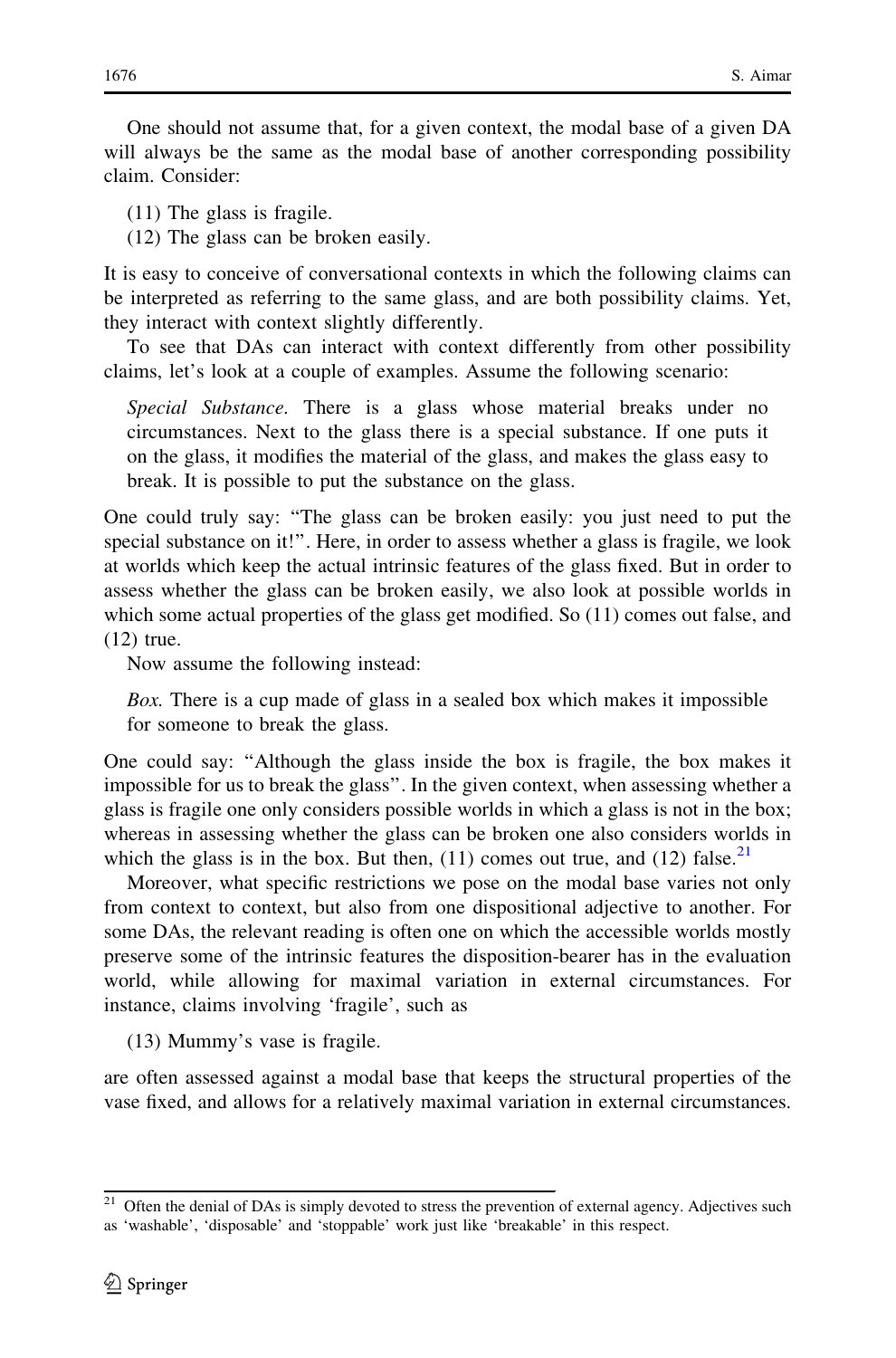One should not assume that, for a given context, the modal base of a given DA will always be the same as the modal base of another corresponding possibility claim. Consider:

(11) The glass is fragile.

(12) The glass can be broken easily.

It is easy to conceive of conversational contexts in which the following claims can be interpreted as referring to the same glass, and are both possibility claims. Yet, they interact with context slightly differently.

To see that DAs can interact with context differently from other possibility claims, let's look at a couple of examples. Assume the following scenario:

> *Special Substance*. There is a glass whose material breaks under no circumstances. Next to the glass there is a special substance. If one puts it on the glass, it modifies the material of the glass, and makes the glass easy to break. It is possible to put the substance on the glass.

One could truly say: "The glass can be broken easily: you just need to put the special substance on it!". Here, in order to assess whether a glass is fragile, we look at worlds which keep the actual intrinsic features of the glass fixed. But in order to assess whether the glass can be broken easily, we also look at possible worlds in which some actual properties of the glass get modified. So (11) comes out false, and (12) true.

Now assume the following instead:

> *Box*. There is a cup made of glass in a sealed box which makes it impossible for someone to break the glass.

One could say: "Although the glass inside the box is fragile, the box makes it impossible for us to break the glass". In the given context, when assessing whether a glass is fragile one only considers possible worlds in which a glass is not in the box; whereas in assessing whether the glass can be broken one also considers worlds in which the glass is in the box. But then, (11) comes out true, and (12) false.[21]

Moreover, what specific restrictions we pose on the modal base varies not only from context to context, but also from one dispositional adjective to another. For some DAs, the relevant reading is often one on which the accessible worlds mostly preserve some of the intrinsic features the disposition-bearer has in the evaluation world, while allowing for maximal variation in external circumstances. For instance, claims involving 'fragile', such as

(13) Mummy's vase is fragile.

are often assessed against a modal base that keeps the structural properties of the vase fixed, and allows for a relatively maximal variation in external circumstances.

[21] Often the denial of DAs is simply devoted to stress the prevention of external agency. Adjectives such as 'washable', 'disposable' and 'stoppable' work just like 'breakable' in this respect.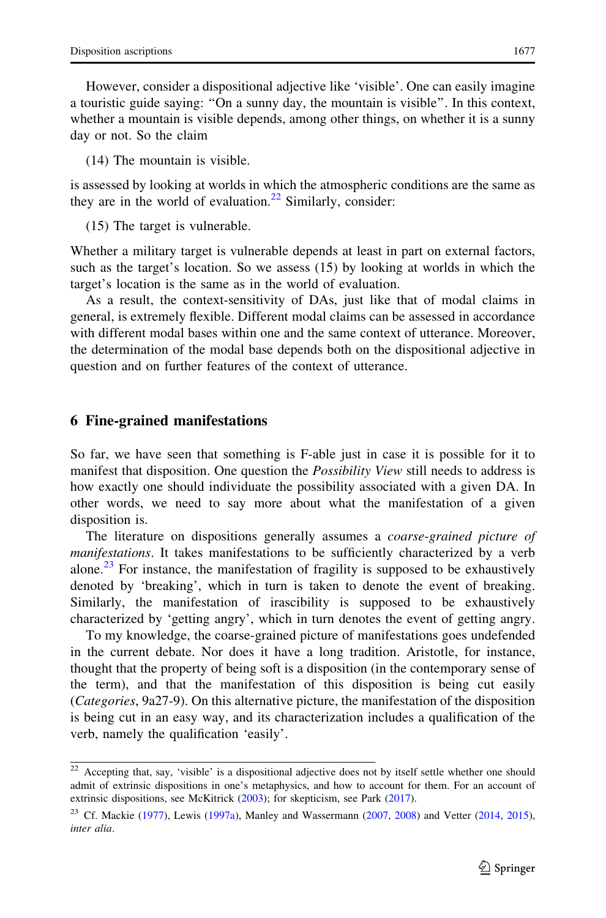However, consider a dispositional adjective like 'visible'. One can easily imagine a touristic guide saying: "On a sunny day, the mountain is visible". In this context, whether a mountain is visible depends, among other things, on whether it is a sunny day or not. So the claim

(14) The mountain is visible.

is assessed by looking at worlds in which the atmospheric conditions are the same as they are in the world of evaluation.[22] Similarly, consider:

(15) The target is vulnerable.

Whether a military target is vulnerable depends at least in part on external factors, such as the target's location. So we assess (15) by looking at worlds in which the target's location is the same as in the world of evaluation.

As a result, the context-sensitivity of DAs, just like that of modal claims in general, is extremely flexible. Different modal claims can be assessed in accordance with different modal bases within one and the same context of utterance. Moreover, the determination of the modal base depends both on the dispositional adjective in question and on further features of the context of utterance.

## 6 Fine-grained manifestations

So far, we have seen that something is F-able just in case it is possible for it to manifest that disposition. One question the *Possibility View* still needs to address is how exactly one should individuate the possibility associated with a given DA. In other words, we need to say more about what the manifestation of a given disposition is.

The literature on dispositions generally assumes a *coarse-grained picture of manifestations*. It takes manifestations to be sufficiently characterized by a verb alone.[23] For instance, the manifestation of fragility is supposed to be exhaustively denoted by 'breaking', which in turn is taken to denote the event of breaking. Similarly, the manifestation of irascibility is supposed to be exhaustively characterized by 'getting angry', which in turn denotes the event of getting angry.

To my knowledge, the coarse-grained picture of manifestations goes undefended in the current debate. Nor does it have a long tradition. Aristotle, for instance, thought that the property of being soft is a disposition (in the contemporary sense of the term), and that the manifestation of this disposition is being cut easily (*Categories*, 9a27-9). On this alternative picture, the manifestation of the disposition is being cut in an easy way, and its characterization includes a qualification of the verb, namely the qualification 'easily'.

---

[22] Accepting that, say, 'visible' is a dispositional adjective does not by itself settle whether one should admit of extrinsic dispositions in one's metaphysics, and how to account for them. For an account of extrinsic dispositions, see McKitrick (2003); for skepticism, see Park (2017).

[23] Cf. Mackie (1977), Lewis (1997a), Manley and Wassermann (2007, 2008) and Vetter (2014, 2015), *inter alia*.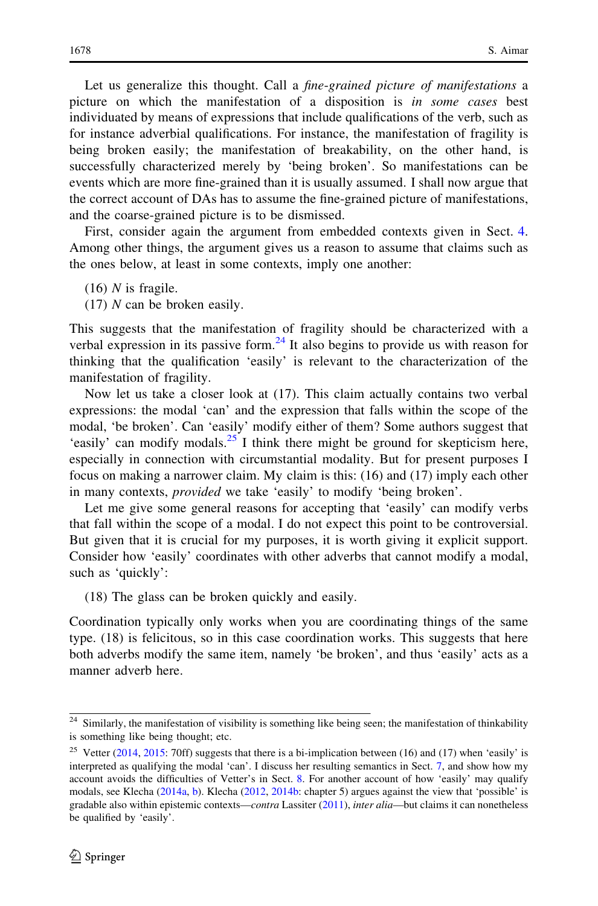Let us generalize this thought. Call a *fine-grained picture of manifestations* a picture on which the manifestation of a disposition is *in some cases* best individuated by means of expressions that include qualifications of the verb, such as for instance adverbial qualifications. For instance, the manifestation of fragility is being broken easily; the manifestation of breakability, on the other hand, is successfully characterized merely by 'being broken'. So manifestations can be events which are more fine-grained than it is usually assumed. I shall now argue that the correct account of DAs has to assume the fine-grained picture of manifestations, and the coarse-grained picture is to be dismissed.

First, consider again the argument from embedded contexts given in Sect. 4. Among other things, the argument gives us a reason to assume that claims such as the ones below, at least in some contexts, imply one another:

(16) *N* is fragile.
(17) *N* can be broken easily.

This suggests that the manifestation of fragility should be characterized with a verbal expression in its passive form.[24] It also begins to provide us with reason for thinking that the qualification 'easily' is relevant to the characterization of the manifestation of fragility.

Now let us take a closer look at (17). This claim actually contains two verbal expressions: the modal 'can' and the expression that falls within the scope of the modal, 'be broken'. Can 'easily' modify either of them? Some authors suggest that 'easily' can modify modals.[25] I think there might be ground for skepticism here, especially in connection with circumstantial modality. But for present purposes I focus on making a narrower claim. My claim is this: (16) and (17) imply each other in many contexts, *provided* we take 'easily' to modify 'being broken'.

Let me give some general reasons for accepting that 'easily' can modify verbs that fall within the scope of a modal. I do not expect this point to be controversial. But given that it is crucial for my purposes, it is worth giving it explicit support. Consider how 'easily' coordinates with other adverbs that cannot modify a modal, such as 'quickly':

(18) The glass can be broken quickly and easily.

Coordination typically only works when you are coordinating things of the same type. (18) is felicitous, so in this case coordination works. This suggests that here both adverbs modify the same item, namely 'be broken', and thus 'easily' acts as a manner adverb here.

---

[24] Similarly, the manifestation of visibility is something like being seen; the manifestation of thinkability is something like being thought; etc.

[25] Vetter (2014, 2015: 70ff) suggests that there is a bi-implication between (16) and (17) when 'easily' is interpreted as qualifying the modal 'can'. I discuss her resulting semantics in Sect. 7, and show how my account avoids the difficulties of Vetter's in Sect. 8. For another account of how 'easily' may qualify modals, see Klecha (2014a, b). Klecha (2012, 2014b: chapter 5) argues against the view that 'possible' is gradable also within epistemic contexts—*contra* Lassiter (2011), *inter alia*—but claims it can nonetheless be qualified by 'easily'.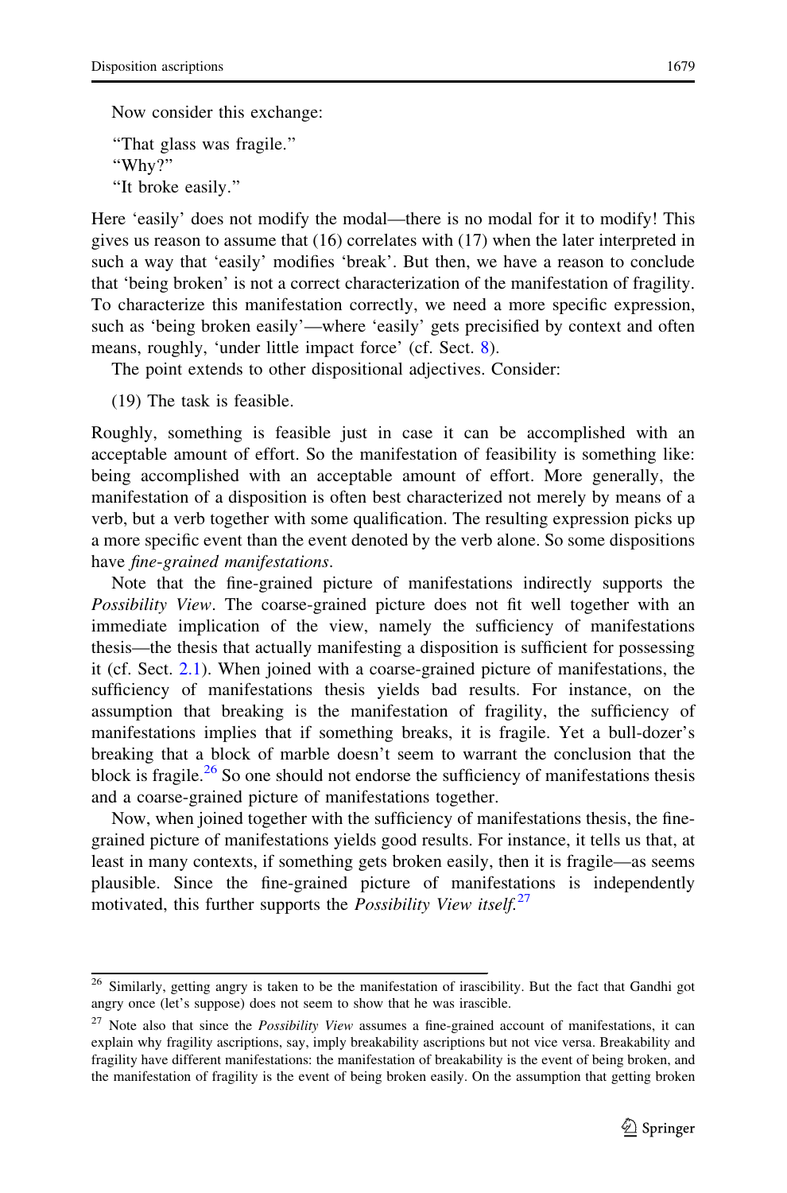Now consider this exchange:

"That glass was fragile."
"Why?"
"It broke easily."

Here 'easily' does not modify the modal—there is no modal for it to modify! This gives us reason to assume that (16) correlates with (17) when the later interpreted in such a way that 'easily' modifies 'break'. But then, we have a reason to conclude that 'being broken' is not a correct characterization of the manifestation of fragility. To characterize this manifestation correctly, we need a more specific expression, such as 'being broken easily'—where 'easily' gets precisified by context and often means, roughly, 'under little impact force' (cf. Sect. 8).

The point extends to other dispositional adjectives. Consider:

(19) The task is feasible.

Roughly, something is feasible just in case it can be accomplished with an acceptable amount of effort. So the manifestation of feasibility is something like: being accomplished with an acceptable amount of effort. More generally, the manifestation of a disposition is often best characterized not merely by means of a verb, but a verb together with some qualification. The resulting expression picks up a more specific event than the event denoted by the verb alone. So some dispositions have *fine-grained manifestations*.

Note that the fine-grained picture of manifestations indirectly supports the *Possibility View*. The coarse-grained picture does not fit well together with an immediate implication of the view, namely the sufficiency of manifestations thesis—the thesis that actually manifesting a disposition is sufficient for possessing it (cf. Sect. 2.1). When joined with a coarse-grained picture of manifestations, the sufficiency of manifestations thesis yields bad results. For instance, on the assumption that breaking is the manifestation of fragility, the sufficiency of manifestations implies that if something breaks, it is fragile. Yet a bull-dozer's breaking that a block of marble doesn't seem to warrant the conclusion that the block is fragile.[26] So one should not endorse the sufficiency of manifestations thesis and a coarse-grained picture of manifestations together.

Now, when joined together with the sufficiency of manifestations thesis, the fine-grained picture of manifestations yields good results. For instance, it tells us that, at least in many contexts, if something gets broken easily, then it is fragile—as seems plausible. Since the fine-grained picture of manifestations is independently motivated, this further supports the *Possibility View itself*.[27]

---

[26] Similarly, getting angry is taken to be the manifestation of irascibility. But the fact that Gandhi got angry once (let's suppose) does not seem to show that he was irascible.

[27] Note also that since the *Possibility View* assumes a fine-grained account of manifestations, it can explain why fragility ascriptions, say, imply breakability ascriptions but not vice versa. Breakability and fragility have different manifestations: the manifestation of breakability is the event of being broken, and the manifestation of fragility is the event of being broken easily. On the assumption that getting broken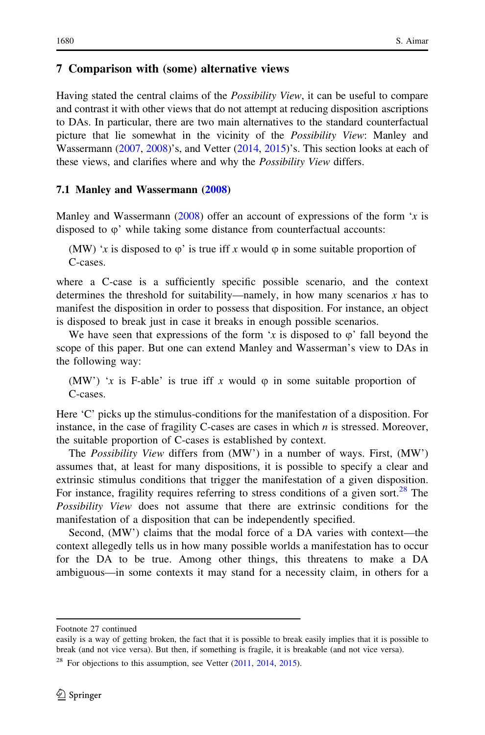## 7 Comparison with (some) alternative views

Having stated the central claims of the *Possibility View*, it can be useful to compare and contrast it with other views that do not attempt at reducing disposition ascriptions to DAs. In particular, there are two main alternatives to the standard counterfactual picture that lie somewhat in the vicinity of the *Possibility View*: Manley and Wassermann (2007, 2008)'s, and Vetter (2014, 2015)'s. This section looks at each of these views, and clarifies where and why the *Possibility View* differs.

### 7.1 Manley and Wassermann (2008)

Manley and Wassermann (2008) offer an account of expressions of the form '*x* is disposed to φ' while taking some distance from counterfactual accounts:

> (MW) '*x* is disposed to φ' is true iff *x* would φ in some suitable proportion of C-cases.

where a C-case is a sufficiently specific possible scenario, and the context determines the threshold for suitability—namely, in how many scenarios *x* has to manifest the disposition in order to possess that disposition. For instance, an object is disposed to break just in case it breaks in enough possible scenarios.

We have seen that expressions of the form '*x* is disposed to φ' fall beyond the scope of this paper. But one can extend Manley and Wasserman's view to DAs in the following way:

> (MW') '*x* is F-able' is true iff *x* would φ in some suitable proportion of C-cases.

Here 'C' picks up the stimulus-conditions for the manifestation of a disposition. For instance, in the case of fragility C-cases are cases in which *n* is stressed. Moreover, the suitable proportion of C-cases is established by context.

The *Possibility View* differs from (MW') in a number of ways. First, (MW') assumes that, at least for many dispositions, it is possible to specify a clear and extrinsic stimulus conditions that trigger the manifestation of a given disposition. For instance, fragility requires referring to stress conditions of a given sort.[28] The *Possibility View* does not assume that there are extrinsic conditions for the manifestation of a disposition that can be independently specified.

Second, (MW') claims that the modal force of a DA varies with context—the context allegedly tells us in how many possible worlds a manifestation has to occur for the DA to be true. Among other things, this threatens to make a DA ambiguous—in some contexts it may stand for a necessity claim, in others for a

---

Footnote 27 continued
easily is a way of getting broken, the fact that it is possible to break easily implies that it is possible to break (and not vice versa). But then, if something is fragile, it is breakable (and not vice versa).

[28] For objections to this assumption, see Vetter (2011, 2014, 2015).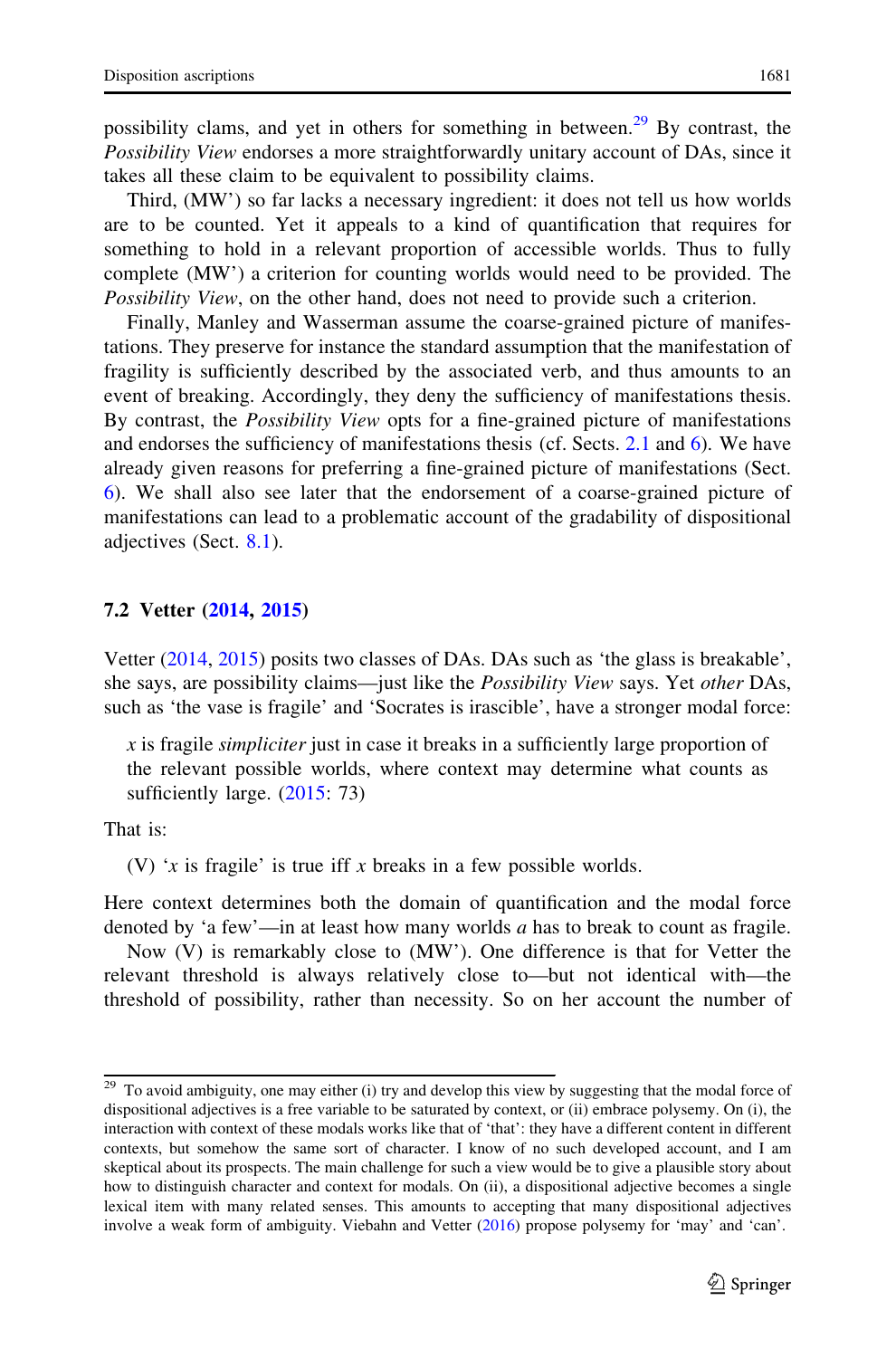possibility clams, and yet in others for something in between.[29] By contrast, the *Possibility View* endorses a more straightforwardly unitary account of DAs, since it takes all these claim to be equivalent to possibility claims.

Third, (MW') so far lacks a necessary ingredient: it does not tell us how worlds are to be counted. Yet it appeals to a kind of quantification that requires for something to hold in a relevant proportion of accessible worlds. Thus to fully complete (MW') a criterion for counting worlds would need to be provided. The *Possibility View*, on the other hand, does not need to provide such a criterion.

Finally, Manley and Wasserman assume the coarse-grained picture of manifestations. They preserve for instance the standard assumption that the manifestation of fragility is sufficiently described by the associated verb, and thus amounts to an event of breaking. Accordingly, they deny the sufficiency of manifestations thesis. By contrast, the *Possibility View* opts for a fine-grained picture of manifestations and endorses the sufficiency of manifestations thesis (cf. Sects. 2.1 and 6). We have already given reasons for preferring a fine-grained picture of manifestations (Sect. 6). We shall also see later that the endorsement of a coarse-grained picture of manifestations can lead to a problematic account of the gradability of dispositional adjectives (Sect. 8.1).

### 7.2 Vetter (2014, 2015)

Vetter (2014, 2015) posits two classes of DAs. DAs such as 'the glass is breakable', she says, are possibility claims—just like the *Possibility View* says. Yet *other* DAs, such as 'the vase is fragile' and 'Socrates is irascible', have a stronger modal force:

> $x$ is fragile *simpliciter* just in case it breaks in a sufficiently large proportion of the relevant possible worlds, where context may determine what counts as sufficiently large. (2015: 73)

That is:

> (V) '$x$ is fragile' is true iff $x$ breaks in a few possible worlds.

Here context determines both the domain of quantification and the modal force denoted by 'a few'—in at least how many worlds $a$ has to break to count as fragile.

Now (V) is remarkably close to (MW'). One difference is that for Vetter the relevant threshold is always relatively close to—but not identical with—the threshold of possibility, rather than necessity. So on her account the number of

---

[29] To avoid ambiguity, one may either (i) try and develop this view by suggesting that the modal force of dispositional adjectives is a free variable to be saturated by context, or (ii) embrace polysemy. On (i), the interaction with context of these modals works like that of 'that': they have a different content in different contexts, but somehow the same sort of character. I know of no such developed account, and I am skeptical about its prospects. The main challenge for such a view would be to give a plausible story about how to distinguish character and context for modals. On (ii), a dispositional adjective becomes a single lexical item with many related senses. This amounts to accepting that many dispositional adjectives involve a weak form of ambiguity. Viebahn and Vetter (2016) propose polysemy for 'may' and 'can'.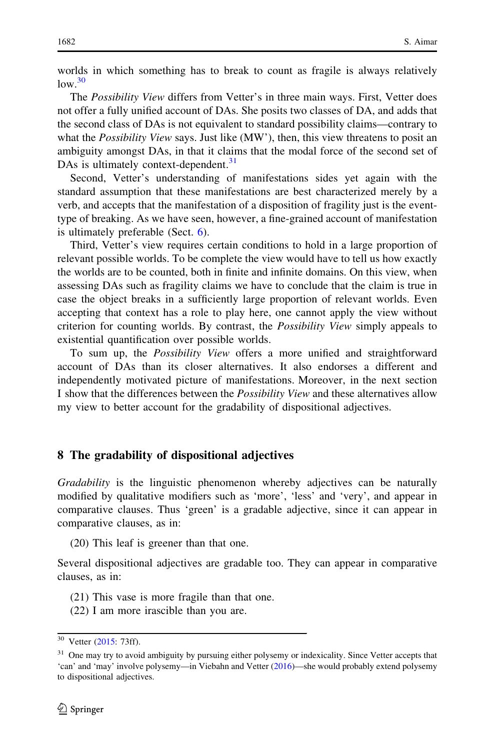worlds in which something has to break to count as fragile is always relatively low.[30]

The *Possibility View* differs from Vetter's in three main ways. First, Vetter does not offer a fully unified account of DAs. She posits two classes of DA, and adds that the second class of DAs is not equivalent to standard possibility claims—contrary to what the *Possibility View* says. Just like (MW'), then, this view threatens to posit an ambiguity amongst DAs, in that it claims that the modal force of the second set of DAs is ultimately context-dependent.[31]

Second, Vetter's understanding of manifestations sides yet again with the standard assumption that these manifestations are best characterized merely by a verb, and accepts that the manifestation of a disposition of fragility just is the event-type of breaking. As we have seen, however, a fine-grained account of manifestation is ultimately preferable (Sect. 6).

Third, Vetter's view requires certain conditions to hold in a large proportion of relevant possible worlds. To be complete the view would have to tell us how exactly the worlds are to be counted, both in finite and infinite domains. On this view, when assessing DAs such as fragility claims we have to conclude that the claim is true in case the object breaks in a sufficiently large proportion of relevant worlds. Even accepting that context has a role to play here, one cannot apply the view without criterion for counting worlds. By contrast, the *Possibility View* simply appeals to existential quantification over possible worlds.

To sum up, the *Possibility View* offers a more unified and straightforward account of DAs than its closer alternatives. It also endorses a different and independently motivated picture of manifestations. Moreover, in the next section I show that the differences between the *Possibility View* and these alternatives allow my view to better account for the gradability of dispositional adjectives.

## 8 The gradability of dispositional adjectives

*Gradability* is the linguistic phenomenon whereby adjectives can be naturally modified by qualitative modifiers such as 'more', 'less' and 'very', and appear in comparative clauses. Thus 'green' is a gradable adjective, since it can appear in comparative clauses, as in:

(20) This leaf is greener than that one.

Several dispositional adjectives are gradable too. They can appear in comparative clauses, as in:

(21) This vase is more fragile than that one.
(22) I am more irascible than you are.

[30] Vetter (2015: 73ff).

[31] One may try to avoid ambiguity by pursuing either polysemy or indexicality. Since Vetter accepts that 'can' and 'may' involve polysemy—in Viebahn and Vetter (2016)—she would probably extend polysemy to dispositional adjectives.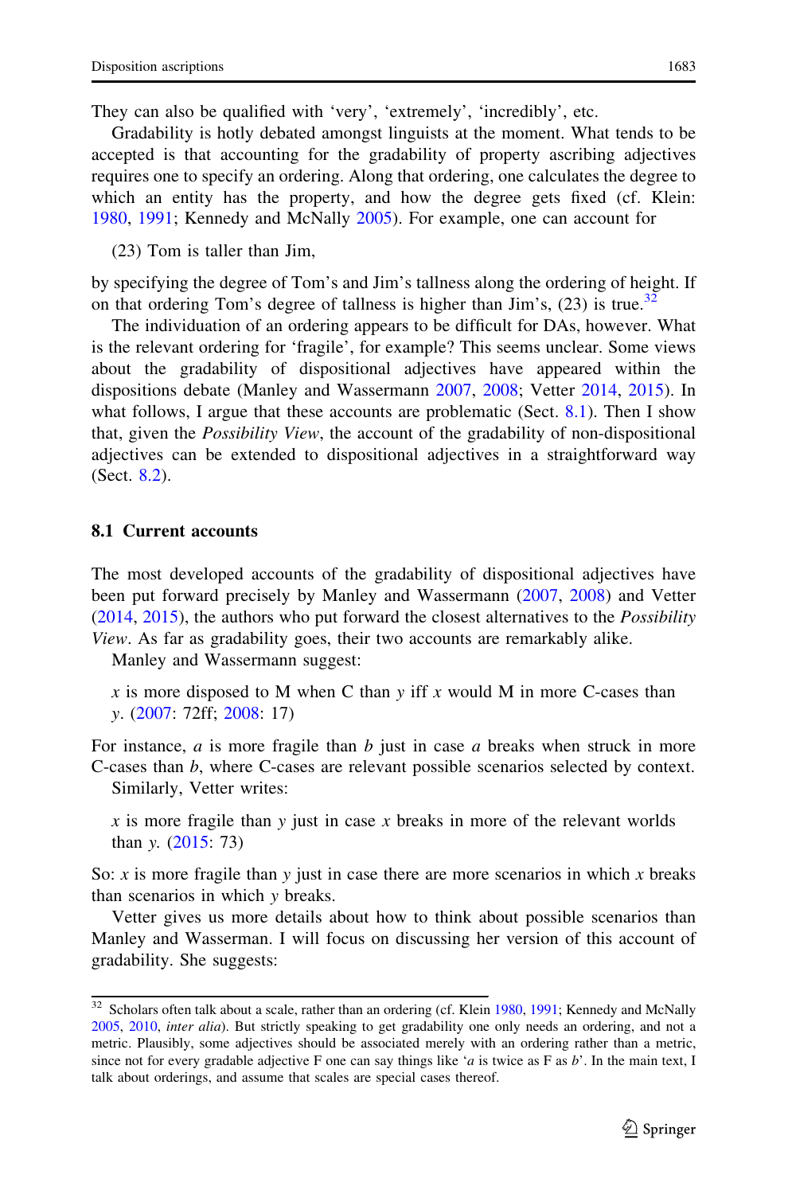They can also be qualified with 'very', 'extremely', 'incredibly', etc.

Gradability is hotly debated amongst linguists at the moment. What tends to be accepted is that accounting for the gradability of property ascribing adjectives requires one to specify an ordering. Along that ordering, one calculates the degree to which an entity has the property, and how the degree gets fixed (cf. Klein: 1980, 1991; Kennedy and McNally 2005). For example, one can account for

(23) Tom is taller than Jim,

by specifying the degree of Tom's and Jim's tallness along the ordering of height. If on that ordering Tom's degree of tallness is higher than Jim's, (23) is true.[32]

The individuation of an ordering appears to be difficult for DAs, however. What is the relevant ordering for 'fragile', for example? This seems unclear. Some views about the gradability of dispositional adjectives have appeared within the dispositions debate (Manley and Wassermann 2007, 2008; Vetter 2014, 2015). In what follows, I argue that these accounts are problematic (Sect. 8.1). Then I show that, given the *Possibility View*, the account of the gradability of non-dispositional adjectives can be extended to dispositional adjectives in a straightforward way (Sect. 8.2).

### 8.1 Current accounts

The most developed accounts of the gradability of dispositional adjectives have been put forward precisely by Manley and Wassermann (2007, 2008) and Vetter (2014, 2015), the authors who put forward the closest alternatives to the *Possibility View*. As far as gradability goes, their two accounts are remarkably alike.

Manley and Wassermann suggest:

> *x* is more disposed to M when C than *y* iff *x* would M in more C-cases than *y*. (2007: 72ff; 2008: 17)

For instance, *a* is more fragile than *b* just in case *a* breaks when struck in more C-cases than *b*, where C-cases are relevant possible scenarios selected by context.

Similarly, Vetter writes:

> *x* is more fragile than *y* just in case *x* breaks in more of the relevant worlds than *y*. (2015: 73)

So: *x* is more fragile than *y* just in case there are more scenarios in which *x* breaks than scenarios in which *y* breaks.

Vetter gives us more details about how to think about possible scenarios than Manley and Wasserman. I will focus on discussing her version of this account of gradability. She suggests:

---

[32] Scholars often talk about a scale, rather than an ordering (cf. Klein 1980, 1991; Kennedy and McNally 2005, 2010, *inter alia*). But strictly speaking to get gradability one only needs an ordering, and not a metric. Plausibly, some adjectives should be associated merely with an ordering rather than a metric, since not for every gradable adjective F one can say things like '*a* is twice as F as *b*'. In the main text, I talk about orderings, and assume that scales are special cases thereof.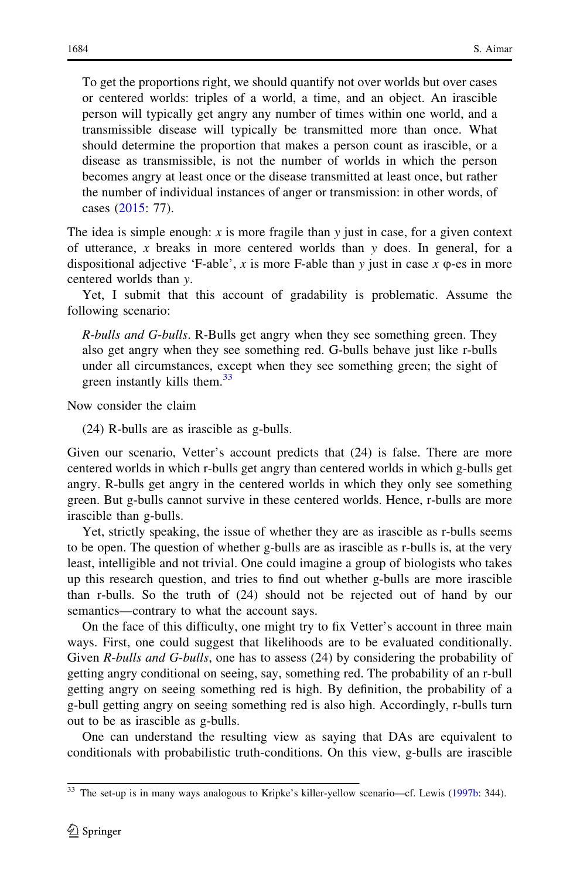> To get the proportions right, we should quantify not over worlds but over cases or centered worlds: triples of a world, a time, and an object. An irascible person will typically get angry any number of times within one world, and a transmissible disease will typically be transmitted more than once. What should determine the proportion that makes a person count as irascible, or a disease as transmissible, is not the number of worlds in which the person becomes angry at least once or the disease transmitted at least once, but rather the number of individual instances of anger or transmission: in other words, of cases (2015: 77).

The idea is simple enough: *x* is more fragile than *y* just in case, for a given context of utterance, *x* breaks in more centered worlds than *y* does. In general, for a dispositional adjective 'F-able', *x* is more F-able than *y* just in case *x* φ-es in more centered worlds than *y*.

Yet, I submit that this account of gradability is problematic. Assume the following scenario:

> *R-bulls and G-bulls*. R-Bulls get angry when they see something green. They also get angry when they see something red. G-bulls behave just like r-bulls under all circumstances, except when they see something green; the sight of green instantly kills them.[33]

Now consider the claim

(24) R-bulls are as irascible as g-bulls.

Given our scenario, Vetter's account predicts that (24) is false. There are more centered worlds in which r-bulls get angry than centered worlds in which g-bulls get angry. R-bulls get angry in the centered worlds in which they only see something green. But g-bulls cannot survive in these centered worlds. Hence, r-bulls are more irascible than g-bulls.

Yet, strictly speaking, the issue of whether they are as irascible as r-bulls seems to be open. The question of whether g-bulls are as irascible as r-bulls is, at the very least, intelligible and not trivial. One could imagine a group of biologists who takes up this research question, and tries to find out whether g-bulls are more irascible than r-bulls. So the truth of (24) should not be rejected out of hand by our semantics—contrary to what the account says.

On the face of this difficulty, one might try to fix Vetter's account in three main ways. First, one could suggest that likelihoods are to be evaluated conditionally. Given *R-bulls and G-bulls*, one has to assess (24) by considering the probability of getting angry conditional on seeing, say, something red. The probability of an r-bull getting angry on seeing something red is high. By definition, the probability of a g-bull getting angry on seeing something red is also high. Accordingly, r-bulls turn out to be as irascible as g-bulls.

One can understand the resulting view as saying that DAs are equivalent to conditionals with probabilistic truth-conditions. On this view, g-bulls are irascible

[33] The set-up is in many ways analogous to Kripke's killer-yellow scenario—cf. Lewis (1997b: 344).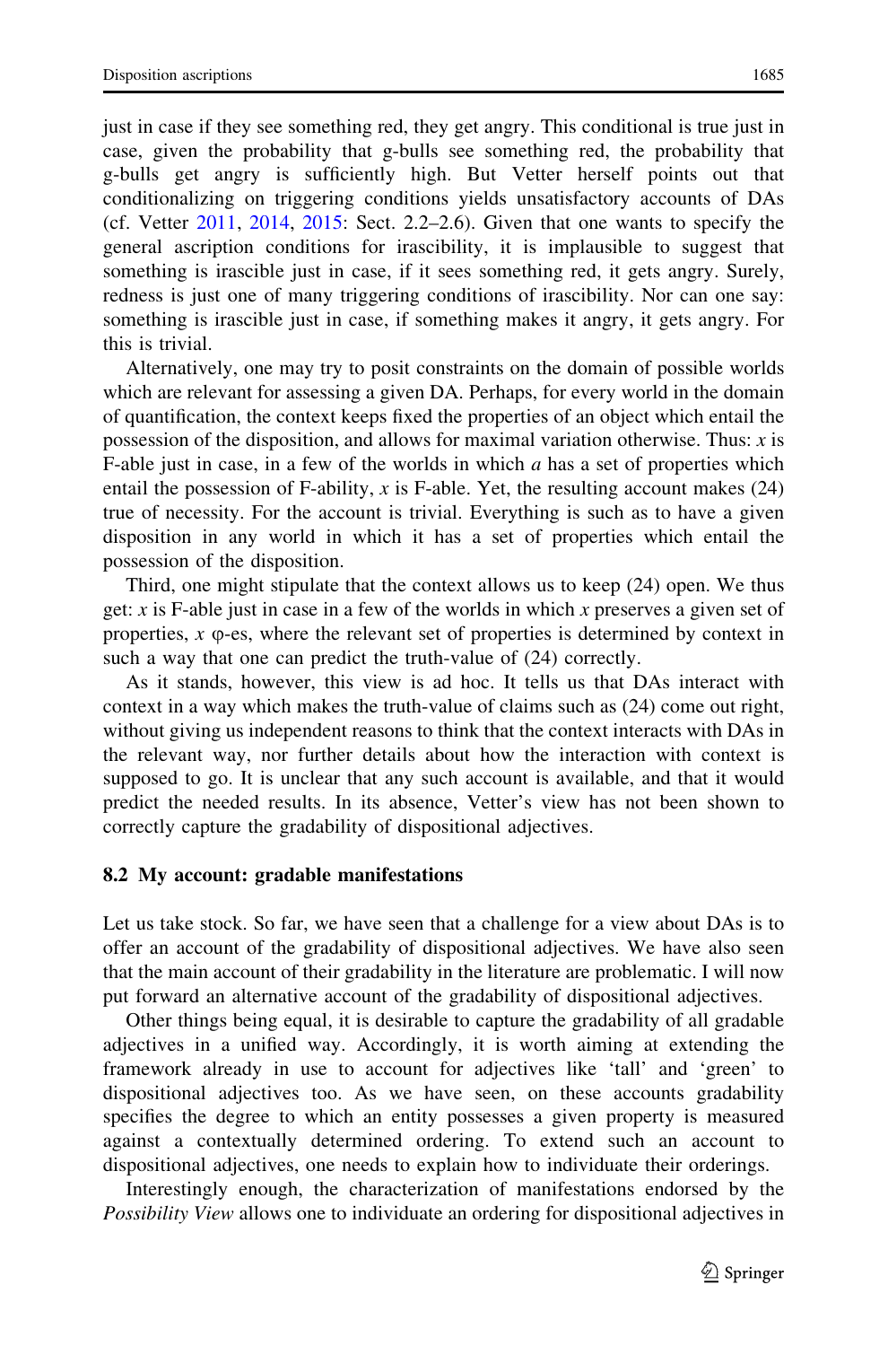just in case if they see something red, they get angry. This conditional is true just in case, given the probability that g-bulls see something red, the probability that g-bulls get angry is sufficiently high. But Vetter herself points out that conditionalizing on triggering conditions yields unsatisfactory accounts of DAs (cf. Vetter 2011, 2014, 2015: Sect. 2.2–2.6). Given that one wants to specify the general ascription conditions for irascibility, it is implausible to suggest that something is irascible just in case, if it sees something red, it gets angry. Surely, redness is just one of many triggering conditions of irascibility. Nor can one say: something is irascible just in case, if something makes it angry, it gets angry. For this is trivial.

Alternatively, one may try to posit constraints on the domain of possible worlds which are relevant for assessing a given DA. Perhaps, for every world in the domain of quantification, the context keeps fixed the properties of an object which entail the possession of the disposition, and allows for maximal variation otherwise. Thus: *x* is F-able just in case, in a few of the worlds in which *a* has a set of properties which entail the possession of F-ability, *x* is F-able. Yet, the resulting account makes (24) true of necessity. For the account is trivial. Everything is such as to have a given disposition in any world in which it has a set of properties which entail the possession of the disposition.

Third, one might stipulate that the context allows us to keep (24) open. We thus get: *x* is F-able just in case in a few of the worlds in which *x* preserves a given set of properties, *x* φ-es, where the relevant set of properties is determined by context in such a way that one can predict the truth-value of (24) correctly.

As it stands, however, this view is ad hoc. It tells us that DAs interact with context in a way which makes the truth-value of claims such as (24) come out right, without giving us independent reasons to think that the context interacts with DAs in the relevant way, nor further details about how the interaction with context is supposed to go. It is unclear that any such account is available, and that it would predict the needed results. In its absence, Vetter's view has not been shown to correctly capture the gradability of dispositional adjectives.

### 8.2 My account: gradable manifestations

Let us take stock. So far, we have seen that a challenge for a view about DAs is to offer an account of the gradability of dispositional adjectives. We have also seen that the main account of their gradability in the literature are problematic. I will now put forward an alternative account of the gradability of dispositional adjectives.

Other things being equal, it is desirable to capture the gradability of all gradable adjectives in a unified way. Accordingly, it is worth aiming at extending the framework already in use to account for adjectives like 'tall' and 'green' to dispositional adjectives too. As we have seen, on these accounts gradability specifies the degree to which an entity possesses a given property is measured against a contextually determined ordering. To extend such an account to dispositional adjectives, one needs to explain how to individuate their orderings.

Interestingly enough, the characterization of manifestations endorsed by the *Possibility View* allows one to individuate an ordering for dispositional adjectives in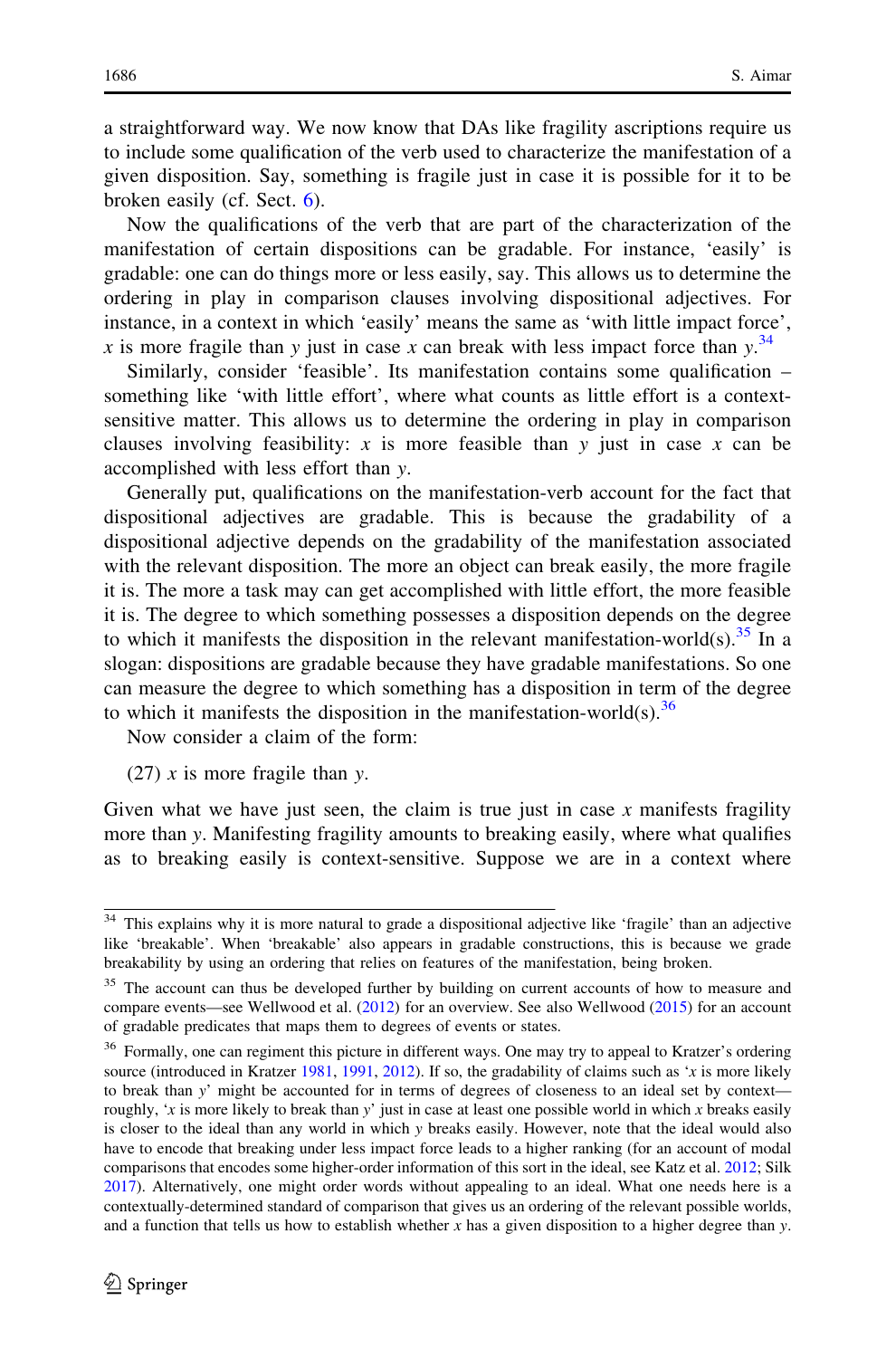a straightforward way. We now know that DAs like fragility ascriptions require us to include some qualification of the verb used to characterize the manifestation of a given disposition. Say, something is fragile just in case it is possible for it to be broken easily (cf. Sect. 6).

Now the qualifications of the verb that are part of the characterization of the manifestation of certain dispositions can be gradable. For instance, 'easily' is gradable: one can do things more or less easily, say. This allows us to determine the ordering in play in comparison clauses involving dispositional adjectives. For instance, in a context in which 'easily' means the same as 'with little impact force', $x$ is more fragile than $y$ just in case $x$ can break with less impact force than $y$.[34]

Similarly, consider 'feasible'. Its manifestation contains some qualification – something like 'with little effort', where what counts as little effort is a context-sensitive matter. This allows us to determine the ordering in play in comparison clauses involving feasibility: $x$ is more feasible than $y$ just in case $x$ can be accomplished with less effort than $y$.

Generally put, qualifications on the manifestation-verb account for the fact that dispositional adjectives are gradable. This is because the gradability of a dispositional adjective depends on the gradability of the manifestation associated with the relevant disposition. The more an object can break easily, the more fragile it is. The more a task may can get accomplished with little effort, the more feasible it is. The degree to which something possesses a disposition depends on the degree to which it manifests the disposition in the relevant manifestation-world(s).[35] In a slogan: dispositions are gradable because they have gradable manifestations. So one can measure the degree to which something has a disposition in term of the degree to which it manifests the disposition in the manifestation-world(s).[36]

Now consider a claim of the form:

(27) $x$ is more fragile than $y$.

Given what we have just seen, the claim is true just in case $x$ manifests fragility more than $y$. Manifesting fragility amounts to breaking easily, where what qualifies as to breaking easily is context-sensitive. Suppose we are in a context where

---

[34] This explains why it is more natural to grade a dispositional adjective like 'fragile' than an adjective like 'breakable'. When 'breakable' also appears in gradable constructions, this is because we grade breakability by using an ordering that relies on features of the manifestation, being broken.

[35] The account can thus be developed further by building on current accounts of how to measure and compare events—see Wellwood et al. (2012) for an overview. See also Wellwood (2015) for an account of gradable predicates that maps them to degrees of events or states.

[36] Formally, one can regiment this picture in different ways. One may try to appeal to Kratzer's ordering source (introduced in Kratzer 1981, 1991, 2012). If so, the gradability of claims such as '$x$ is more likely to break than $y$' might be accounted for in terms of degrees of closeness to an ideal set by context—roughly, '$x$ is more likely to break than $y$' just in case at least one possible world in which $x$ breaks easily is closer to the ideal than any world in which $y$ breaks easily. However, note that the ideal would also have to encode that breaking under less impact force leads to a higher ranking (for an account of modal comparisons that encodes some higher-order information of this sort in the ideal, see Katz et al. 2012; Silk 2017). Alternatively, one might order words without appealing to an ideal. What one needs here is a contextually-determined standard of comparison that gives us an ordering of the relevant possible worlds, and a function that tells us how to establish whether $x$ has a given disposition to a higher degree than $y$.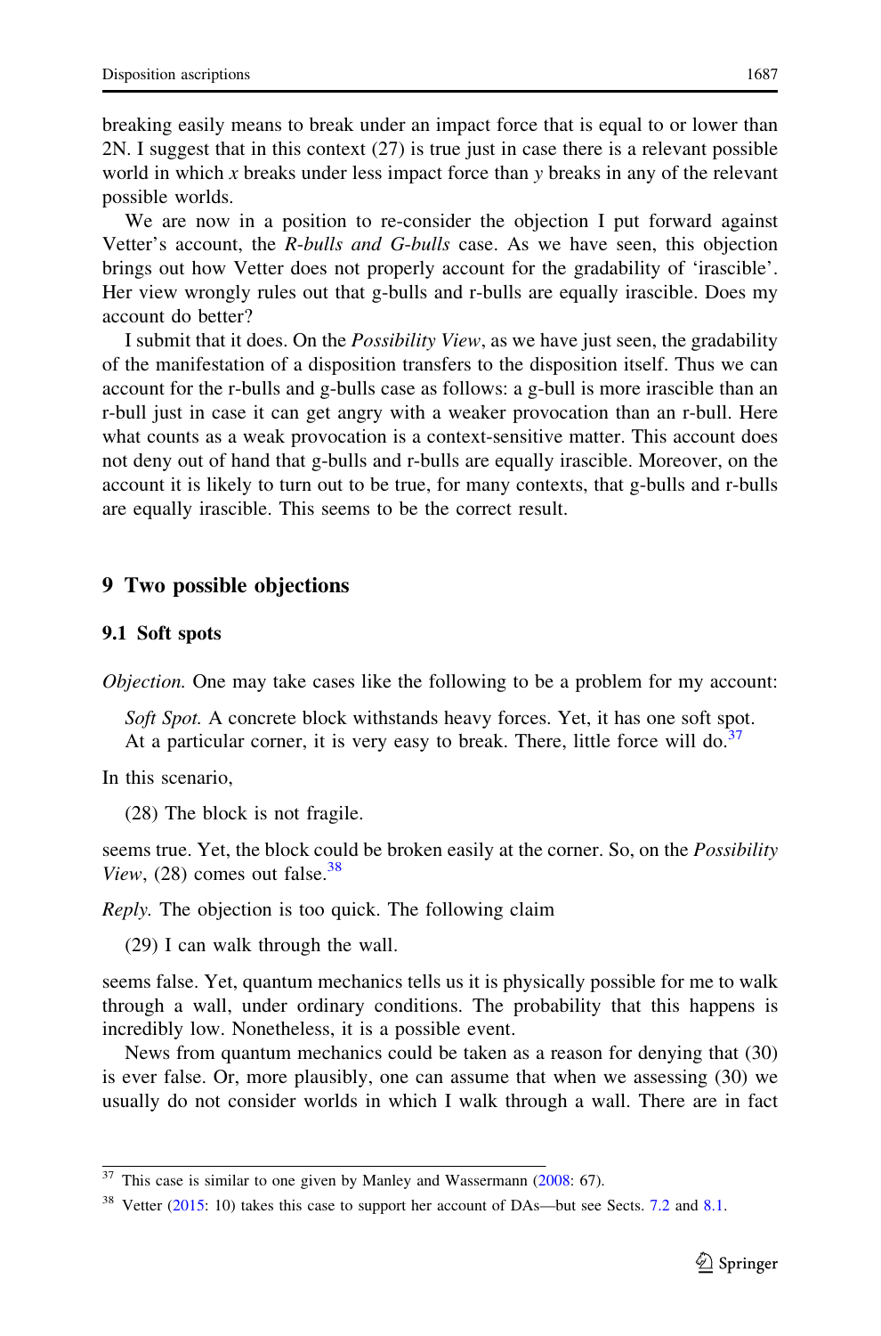breaking easily means to break under an impact force that is equal to or lower than 2N. I suggest that in this context (27) is true just in case there is a relevant possible world in which *x* breaks under less impact force than *y* breaks in any of the relevant possible worlds.

We are now in a position to re-consider the objection I put forward against Vetter's account, the *R-bulls and G-bulls* case. As we have seen, this objection brings out how Vetter does not properly account for the gradability of 'irascible'. Her view wrongly rules out that g-bulls and r-bulls are equally irascible. Does my account do better?

I submit that it does. On the *Possibility View*, as we have just seen, the gradability of the manifestation of a disposition transfers to the disposition itself. Thus we can account for the r-bulls and g-bulls case as follows: a g-bull is more irascible than an r-bull just in case it can get angry with a weaker provocation than an r-bull. Here what counts as a weak provocation is a context-sensitive matter. This account does not deny out of hand that g-bulls and r-bulls are equally irascible. Moreover, on the account it is likely to turn out to be true, for many contexts, that g-bulls and r-bulls are equally irascible. This seems to be the correct result.

## 9 Two possible objections

### 9.1 Soft spots

*Objection.* One may take cases like the following to be a problem for my account:

> *Soft Spot.* A concrete block withstands heavy forces. Yet, it has one soft spot. At a particular corner, it is very easy to break. There, little force will do.[37]

In this scenario,

(28) The block is not fragile.

seems true. Yet, the block could be broken easily at the corner. So, on the *Possibility View*, (28) comes out false.[38]

*Reply.* The objection is too quick. The following claim

(29) I can walk through the wall.

seems false. Yet, quantum mechanics tells us it is physically possible for me to walk through a wall, under ordinary conditions. The probability that this happens is incredibly low. Nonetheless, it is a possible event.

News from quantum mechanics could be taken as a reason for denying that (30) is ever false. Or, more plausibly, one can assume that when we assessing (30) we usually do not consider worlds in which I walk through a wall. There are in fact

---

[37] This case is similar to one given by Manley and Wassermann (2008: 67).

[38] Vetter (2015: 10) takes this case to support her account of DAs—but see Sects. 7.2 and 8.1.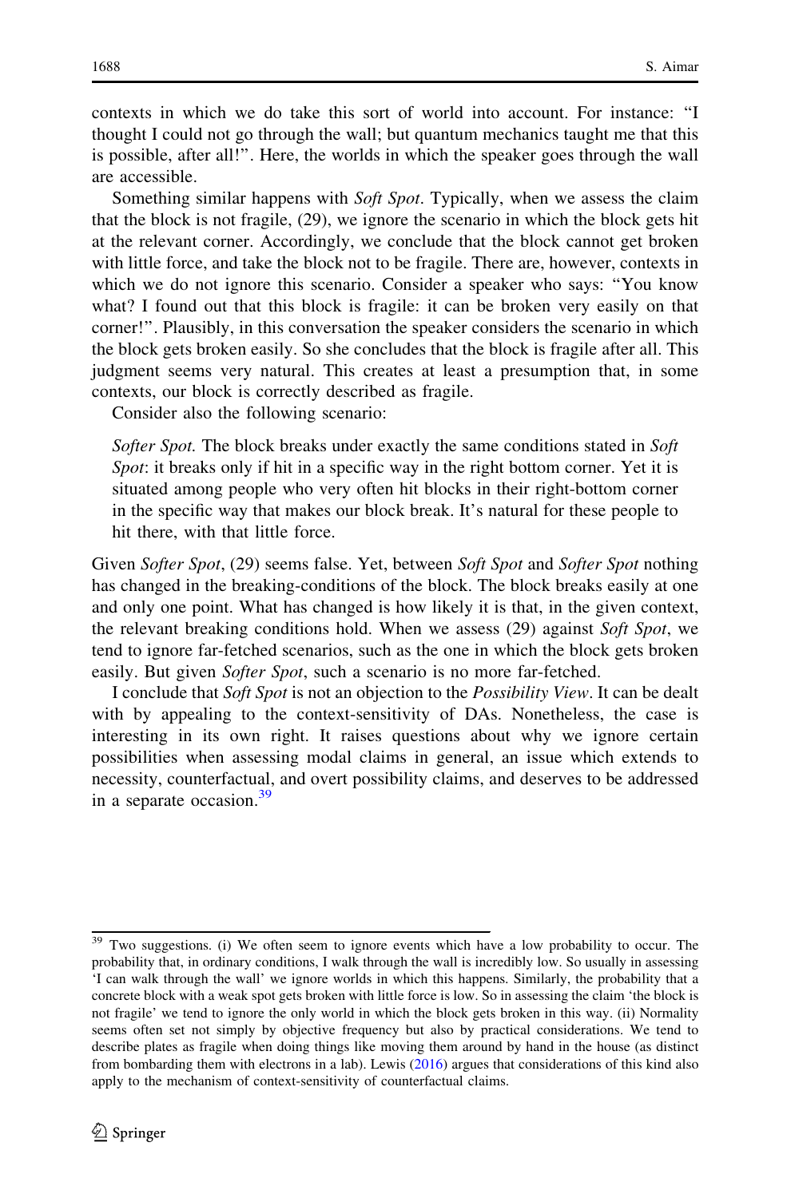contexts in which we do take this sort of world into account. For instance: "I thought I could not go through the wall; but quantum mechanics taught me that this is possible, after all!". Here, the worlds in which the speaker goes through the wall are accessible.

Something similar happens with *Soft Spot*. Typically, when we assess the claim that the block is not fragile, (29), we ignore the scenario in which the block gets hit at the relevant corner. Accordingly, we conclude that the block cannot get broken with little force, and take the block not to be fragile. There are, however, contexts in which we do not ignore this scenario. Consider a speaker who says: "You know what? I found out that this block is fragile: it can be broken very easily on that corner!". Plausibly, in this conversation the speaker considers the scenario in which the block gets broken easily. So she concludes that the block is fragile after all. This judgment seems very natural. This creates at least a presumption that, in some contexts, our block is correctly described as fragile.

Consider also the following scenario:

> *Softer Spot.* The block breaks under exactly the same conditions stated in *Soft Spot*: it breaks only if hit in a specific way in the right bottom corner. Yet it is situated among people who very often hit blocks in their right-bottom corner in the specific way that makes our block break. It's natural for these people to hit there, with that little force.

Given *Softer Spot*, (29) seems false. Yet, between *Soft Spot* and *Softer Spot* nothing has changed in the breaking-conditions of the block. The block breaks easily at one and only one point. What has changed is how likely it is that, in the given context, the relevant breaking conditions hold. When we assess (29) against *Soft Spot*, we tend to ignore far-fetched scenarios, such as the one in which the block gets broken easily. But given *Softer Spot*, such a scenario is no more far-fetched.

I conclude that *Soft Spot* is not an objection to the *Possibility View*. It can be dealt with by appealing to the context-sensitivity of DAs. Nonetheless, the case is interesting in its own right. It raises questions about why we ignore certain possibilities when assessing modal claims in general, an issue which extends to necessity, counterfactual, and overt possibility claims, and deserves to be addressed in a separate occasion.[39]

---

[39] Two suggestions. (i) We often seem to ignore events which have a low probability to occur. The probability that, in ordinary conditions, I walk through the wall is incredibly low. So usually in assessing 'I can walk through the wall' we ignore worlds in which this happens. Similarly, the probability that a concrete block with a weak spot gets broken with little force is low. So in assessing the claim 'the block is not fragile' we tend to ignore the only world in which the block gets broken in this way. (ii) Normality seems often set not simply by objective frequency but also by practical considerations. We tend to describe plates as fragile when doing things like moving them around by hand in the house (as distinct from bombarding them with electrons in a lab). Lewis (2016) argues that considerations of this kind also apply to the mechanism of context-sensitivity of counterfactual claims.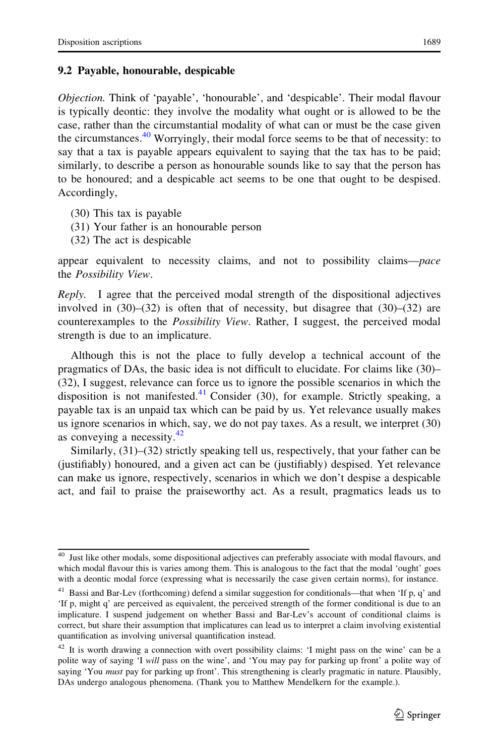### 9.2 Payable, honourable, despicable

*Objection.* Think of 'payable', 'honourable', and 'despicable'. Their modal flavour is typically deontic: they involve the modality what ought or is allowed to be the case, rather than the circumstantial modality of what can or must be the case given the circumstances.[40] Worryingly, their modal force seems to be that of necessity: to say that a tax is payable appears equivalent to saying that the tax has to be paid; similarly, to describe a person as honourable sounds like to say that the person has to be honoured; and a despicable act seems to be one that ought to be despised. Accordingly,

(30) This tax is payable
(31) Your father is an honourable person
(32) The act is despicable

appear equivalent to necessity claims, and not to possibility claims—*pace* the *Possibility View*.

*Reply.* I agree that the perceived modal strength of the dispositional adjectives involved in (30)–(32) is often that of necessity, but disagree that (30)–(32) are counterexamples to the *Possibility View*. Rather, I suggest, the perceived modal strength is due to an implicature.

Although this is not the place to fully develop a technical account of the pragmatics of DAs, the basic idea is not difficult to elucidate. For claims like (30)–(32), I suggest, relevance can force us to ignore the possible scenarios in which the disposition is not manifested.[41] Consider (30), for example. Strictly speaking, a payable tax is an unpaid tax which can be paid by us. Yet relevance usually makes us ignore scenarios in which, say, we do not pay taxes. As a result, we interpret (30) as conveying a necessity.[42]

Similarly, (31)–(32) strictly speaking tell us, respectively, that your father can be (justifiably) honoured, and a given act can be (justifiably) despised. Yet relevance can make us ignore, respectively, scenarios in which we don't despise a despicable act, and fail to praise the praiseworthy act. As a result, pragmatics leads us to

---

[40] Just like other modals, some dispositional adjectives can preferably associate with modal flavours, and which modal flavour this is varies among them. This is analogous to the fact that the modal 'ought' goes with a deontic modal force (expressing what is necessarily the case given certain norms), for instance.

[41] Bassi and Bar-Lev (forthcoming) defend a similar suggestion for conditionals—that when 'If p, q' and 'If p, might q' are perceived as equivalent, the perceived strength of the former conditional is due to an implicature. I suspend judgement on whether Bassi and Bar-Lev's account of conditional claims is correct, but share their assumption that implicatures can lead us to interpret a claim involving existential quantification as involving universal quantification instead.

[42] It is worth drawing a connection with overt possibility claims: 'I might pass on the wine' can be a polite way of saying 'I *will* pass on the wine', and 'You may pay for parking up front' a polite way of saying 'You *must* pay for parking up front'. This strengthening is clearly pragmatic in nature. Plausibly, DAs undergo analogous phenomena. (Thank you to Matthew Mendelkern for the example.).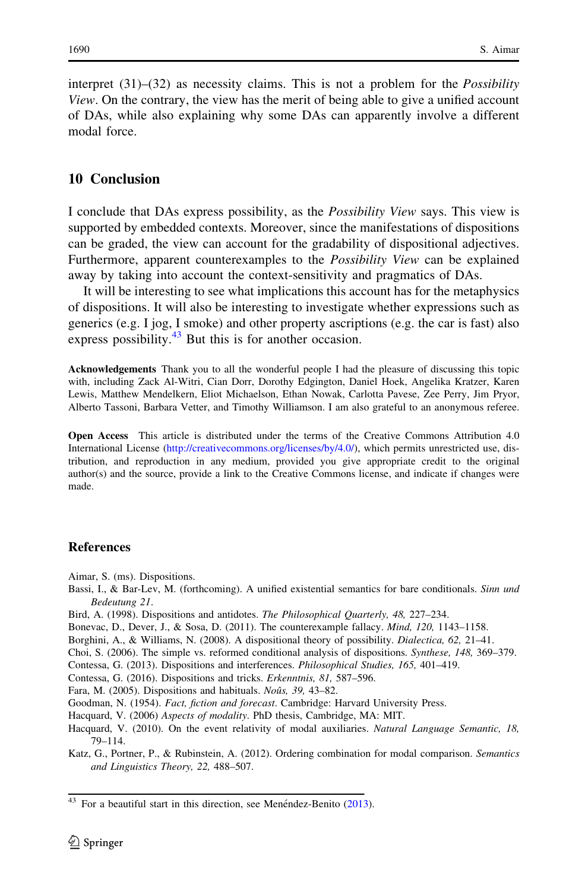interpret (31)–(32) as necessity claims. This is not a problem for the *Possibility View*. On the contrary, the view has the merit of being able to give a unified account of DAs, while also explaining why some DAs can apparently involve a different modal force.

## 10 Conclusion

I conclude that DAs express possibility, as the *Possibility View* says. This view is supported by embedded contexts. Moreover, since the manifestations of dispositions can be graded, the view can account for the gradability of dispositional adjectives. Furthermore, apparent counterexamples to the *Possibility View* can be explained away by taking into account the context-sensitivity and pragmatics of DAs.

It will be interesting to see what implications this account has for the metaphysics of dispositions. It will also be interesting to investigate whether expressions such as generics (e.g. I jog, I smoke) and other property ascriptions (e.g. the car is fast) also express possibility.[43] But this is for another occasion.

**Acknowledgements** Thank you to all the wonderful people I had the pleasure of discussing this topic with, including Zack Al-Witri, Cian Dorr, Dorothy Edgington, Daniel Hoek, Angelika Kratzer, Karen Lewis, Matthew Mendelkern, Eliot Michaelson, Ethan Nowak, Carlotta Pavese, Zee Perry, Jim Pryor, Alberto Tassoni, Barbara Vetter, and Timothy Williamson. I am also grateful to an anonymous referee.

**Open Access** This article is distributed under the terms of the Creative Commons Attribution 4.0 International License (http://creativecommons.org/licenses/by/4.0/), which permits unrestricted use, distribution, and reproduction in any medium, provided you give appropriate credit to the original author(s) and the source, provide a link to the Creative Commons license, and indicate if changes were made.

## References

Aimar, S. (ms). Dispositions.

Bassi, I., & Bar-Lev, M. (forthcoming). A unified existential semantics for bare conditionals. *Sinn und Bedeutung 21*.

Bird, A. (1998). Dispositions and antidotes. *The Philosophical Quarterly, 48,* 227–234.

Bonevac, D., Dever, J., & Sosa, D. (2011). The counterexample fallacy. *Mind, 120,* 1143–1158.

Borghini, A., & Williams, N. (2008). A dispositional theory of possibility. *Dialectica, 62,* 21–41.

Choi, S. (2006). The simple vs. reformed conditional analysis of dispositions. *Synthese, 148,* 369–379.

Contessa, G. (2013). Dispositions and interferences. *Philosophical Studies, 165,* 401–419.

Contessa, G. (2016). Dispositions and tricks. *Erkenntnis, 81,* 587–596.

Fara, M. (2005). Dispositions and habituals. *Noûs, 39,* 43–82.

Goodman, N. (1954). *Fact, fiction and forecast*. Cambridge: Harvard University Press.

Hacquard, V. (2006) *Aspects of modality*. PhD thesis, Cambridge, MA: MIT.

Hacquard, V. (2010). On the event relativity of modal auxiliaries. *Natural Language Semantic, 18,* 79–114.

Katz, G., Portner, P., & Rubinstein, A. (2012). Ordering combination for modal comparison. *Semantics and Linguistics Theory, 22,* 488–507.

---

[43] For a beautiful start in this direction, see Menéndez-Benito (2013).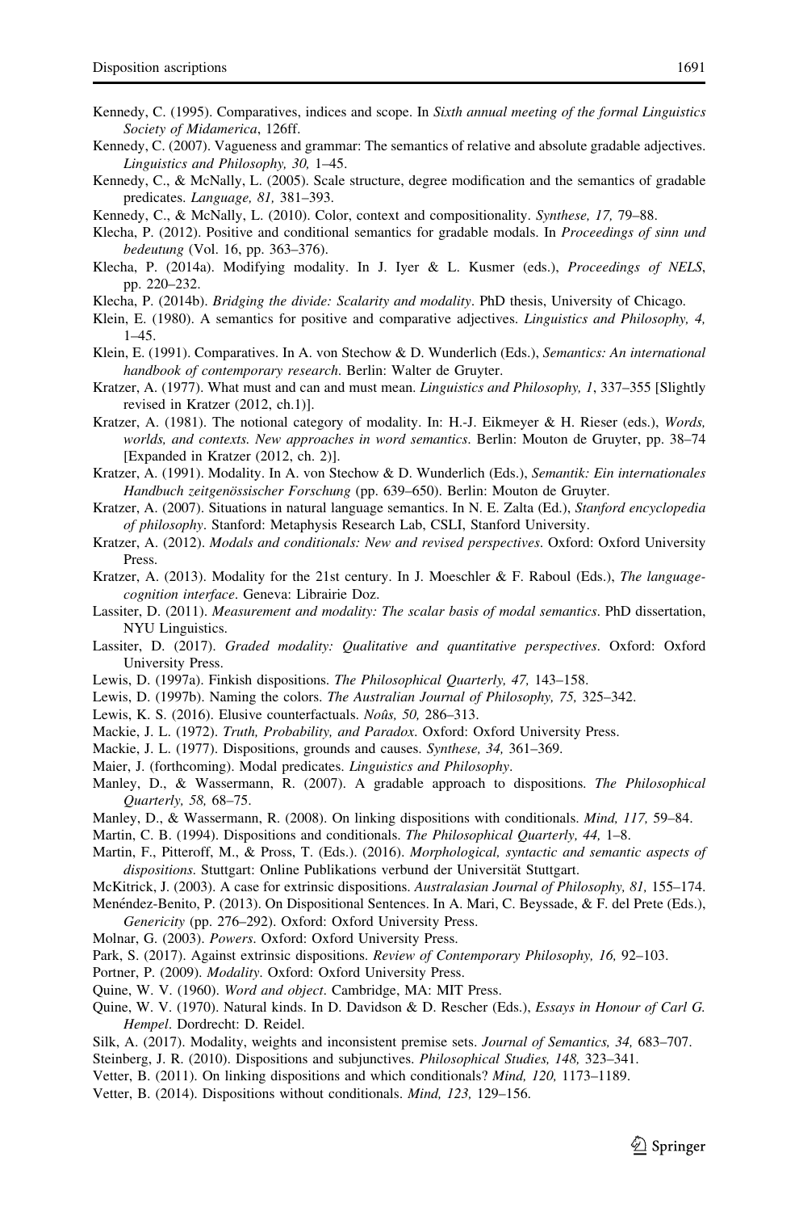Kennedy, C. (1995). Comparatives, indices and scope. In *Sixth annual meeting of the formal Linguistics Society of Midamerica*, 126ff.

Kennedy, C. (2007). Vagueness and grammar: The semantics of relative and absolute gradable adjectives. *Linguistics and Philosophy, 30,* 1–45.

Kennedy, C., & McNally, L. (2005). Scale structure, degree modification and the semantics of gradable predicates. *Language, 81,* 381–393.

Kennedy, C., & McNally, L. (2010). Color, context and compositionality. *Synthese, 17,* 79–88.

Klecha, P. (2012). Positive and conditional semantics for gradable modals. In *Proceedings of sinn und bedeutung* (Vol. 16, pp. 363–376).

Klecha, P. (2014a). Modifying modality. In J. Iyer & L. Kusmer (eds.), *Proceedings of NELS*, pp. 220–232.

Klecha, P. (2014b). *Bridging the divide: Scalarity and modality*. PhD thesis, University of Chicago.

Klein, E. (1980). A semantics for positive and comparative adjectives. *Linguistics and Philosophy, 4,* 1–45.

Klein, E. (1991). Comparatives. In A. von Stechow & D. Wunderlich (Eds.), *Semantics: An international handbook of contemporary research*. Berlin: Walter de Gruyter.

Kratzer, A. (1977). What must and can and must mean. *Linguistics and Philosophy, 1*, 337–355 [Slightly revised in Kratzer (2012, ch.1)].

Kratzer, A. (1981). The notional category of modality. In: H.-J. Eikmeyer & H. Rieser (eds.), *Words, worlds, and contexts. New approaches in word semantics*. Berlin: Mouton de Gruyter, pp. 38–74 [Expanded in Kratzer (2012, ch. 2)].

Kratzer, A. (1991). Modality. In A. von Stechow & D. Wunderlich (Eds.), *Semantik: Ein internationales Handbuch zeitgenössischer Forschung* (pp. 639–650). Berlin: Mouton de Gruyter.

Kratzer, A. (2007). Situations in natural language semantics. In N. E. Zalta (Ed.), *Stanford encyclopedia of philosophy*. Stanford: Metaphysis Research Lab, CSLI, Stanford University.

Kratzer, A. (2012). *Modals and conditionals: New and revised perspectives*. Oxford: Oxford University Press.

Kratzer, A. (2013). Modality for the 21st century. In J. Moeschler & F. Raboul (Eds.), *The language-cognition interface*. Geneva: Librairie Doz.

Lassiter, D. (2011). *Measurement and modality: The scalar basis of modal semantics*. PhD dissertation, NYU Linguistics.

Lassiter, D. (2017). *Graded modality: Qualitative and quantitative perspectives*. Oxford: Oxford University Press.

Lewis, D. (1997a). Finkish dispositions. *The Philosophical Quarterly, 47,* 143–158.

Lewis, D. (1997b). Naming the colors. *The Australian Journal of Philosophy, 75,* 325–342.

Lewis, K. S. (2016). Elusive counterfactuals. *Noûs, 50,* 286–313.

Mackie, J. L. (1972). *Truth, Probability, and Paradox*. Oxford: Oxford University Press.

Mackie, J. L. (1977). Dispositions, grounds and causes. *Synthese, 34,* 361–369.

Maier, J. (forthcoming). Modal predicates. *Linguistics and Philosophy*.

Manley, D., & Wassermann, R. (2007). A gradable approach to dispositions. *The Philosophical Quarterly, 58,* 68–75.

Manley, D., & Wassermann, R. (2008). On linking dispositions with conditionals. *Mind, 117,* 59–84.

Martin, C. B. (1994). Dispositions and conditionals. *The Philosophical Quarterly, 44,* 1–8.

Martin, F., Pitteroff, M., & Pross, T. (Eds.). (2016). *Morphological, syntactic and semantic aspects of dispositions*. Stuttgart: Online Publikations verbund der Universität Stuttgart.

McKitrick, J. (2003). A case for extrinsic dispositions. *Australasian Journal of Philosophy, 81,* 155–174.

Menéndez-Benito, P. (2013). On Dispositional Sentences. In A. Mari, C. Beyssade, & F. del Prete (Eds.), *Genericity* (pp. 276–292). Oxford: Oxford University Press.

Molnar, G. (2003). *Powers*. Oxford: Oxford University Press.

Park, S. (2017). Against extrinsic dispositions. *Review of Contemporary Philosophy, 16,* 92–103.

Portner, P. (2009). *Modality*. Oxford: Oxford University Press.

Quine, W. V. (1960). *Word and object*. Cambridge, MA: MIT Press.

Quine, W. V. (1970). Natural kinds. In D. Davidson & D. Rescher (Eds.), *Essays in Honour of Carl G. Hempel*. Dordrecht: D. Reidel.

Silk, A. (2017). Modality, weights and inconsistent premise sets. *Journal of Semantics, 34,* 683–707.

Steinberg, J. R. (2010). Dispositions and subjunctives. *Philosophical Studies, 148,* 323–341.

Vetter, B. (2011). On linking dispositions and which conditionals? *Mind, 120,* 1173–1189.

Vetter, B. (2014). Dispositions without conditionals. *Mind, 123,* 129–156.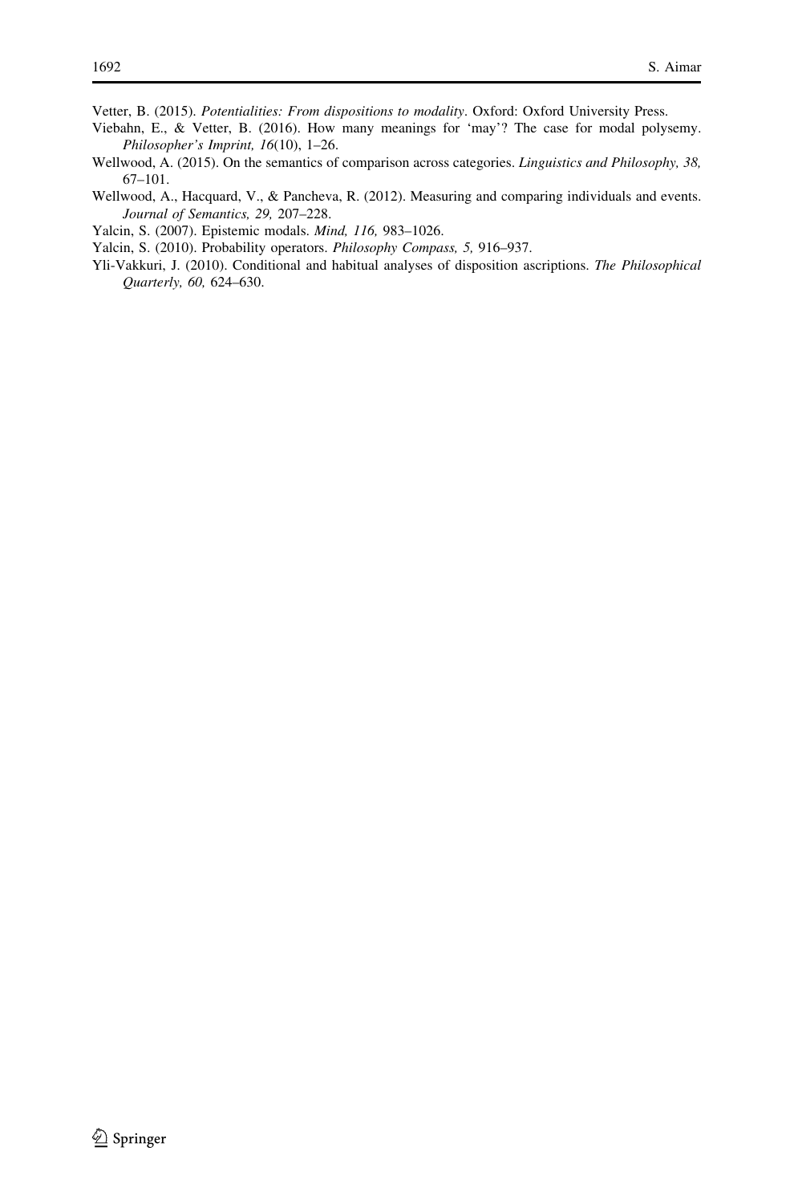Vetter, B. (2015). *Potentialities: From dispositions to modality*. Oxford: Oxford University Press.

Viebahn, E., & Vetter, B. (2016). How many meanings for 'may'? The case for modal polysemy. *Philosopher's Imprint, 16*(10), 1–26.

Wellwood, A. (2015). On the semantics of comparison across categories. *Linguistics and Philosophy, 38,* 67–101.

Wellwood, A., Hacquard, V., & Pancheva, R. (2012). Measuring and comparing individuals and events. *Journal of Semantics, 29,* 207–228.

Yalcin, S. (2007). Epistemic modals. *Mind, 116,* 983–1026.

Yalcin, S. (2010). Probability operators. *Philosophy Compass, 5,* 916–937.

Yli-Vakkuri, J. (2010). Conditional and habitual analyses of disposition ascriptions. *The Philosophical Quarterly, 60,* 624–630.